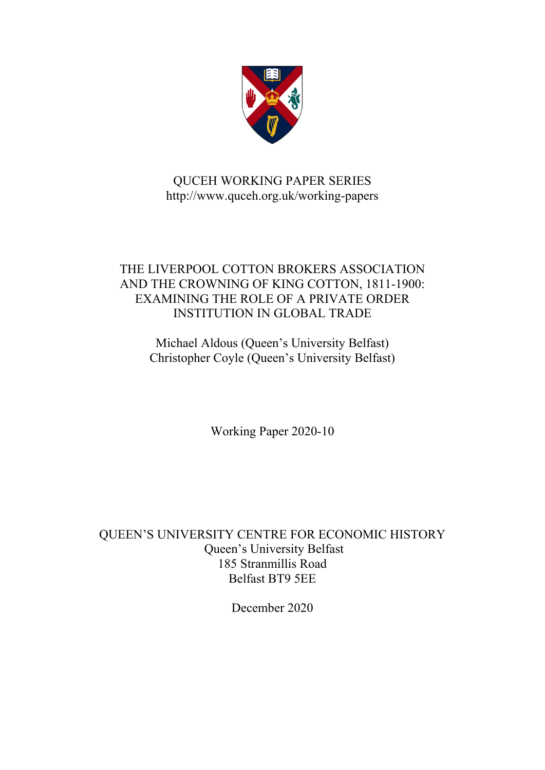QUCEH WORKING PAPER SERIES
http://www.quceh.org.uk/working-papers

# THE LIVERPOOL COTTON BROKERS ASSOCIATION AND THE CROWNING OF KING COTTON, 1811-1900: EXAMINING THE ROLE OF A PRIVATE ORDER INSTITUTION IN GLOBAL TRADE

Michael Aldous (Queen's University Belfast)
Christopher Coyle (Queen's University Belfast)

Working Paper 2020-10

QUEEN'S UNIVERSITY CENTRE FOR ECONOMIC HISTORY
Queen's University Belfast
185 Stranmillis Road
Belfast BT9 5EE

December 2020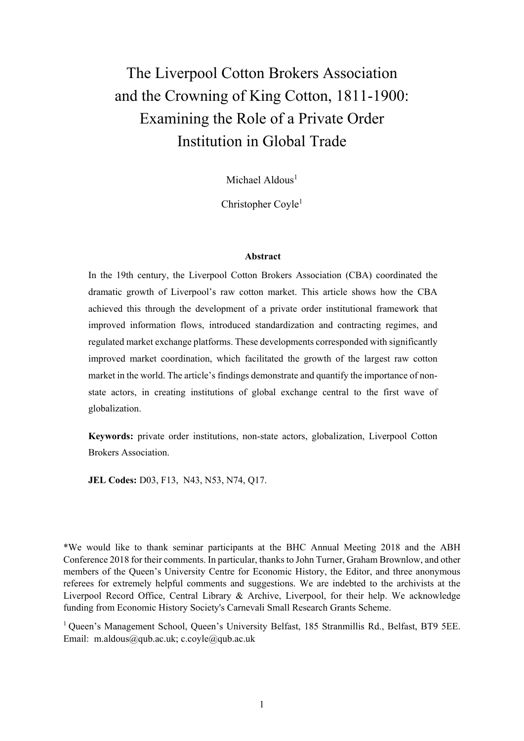# The Liverpool Cotton Brokers Association and the Crowning of King Cotton, 1811-1900: Examining the Role of a Private Order Institution in Global Trade

Michael Aldous[1]

Christopher Coyle[1]

### Abstract

In the 19th century, the Liverpool Cotton Brokers Association (CBA) coordinated the dramatic growth of Liverpool's raw cotton market. This article shows how the CBA achieved this through the development of a private order institutional framework that improved information flows, introduced standardization and contracting regimes, and regulated market exchange platforms. These developments corresponded with significantly improved market coordination, which facilitated the growth of the largest raw cotton market in the world. The article's findings demonstrate and quantify the importance of non-state actors, in creating institutions of global exchange central to the first wave of globalization.

**Keywords:** private order institutions, non-state actors, globalization, Liverpool Cotton Brokers Association.

**JEL Codes:** D03, F13, N43, N53, N74, Q17.

*We would like to thank seminar participants at the BHC Annual Meeting 2018 and the ABH Conference 2018 for their comments. In particular, thanks to John Turner, Graham Brownlow, and other members of the Queen's University Centre for Economic History, the Editor, and three anonymous referees for extremely helpful comments and suggestions. We are indebted to the archivists at the Liverpool Record Office, Central Library & Archive, Liverpool, for their help. We acknowledge funding from Economic History Society's Carnevali Small Research Grants Scheme.

[1] Queen's Management School, Queen's University Belfast, 185 Stranmillis Rd., Belfast, BT9 5EE. Email: m.aldous@qub.ac.uk; c.coyle@qub.ac.uk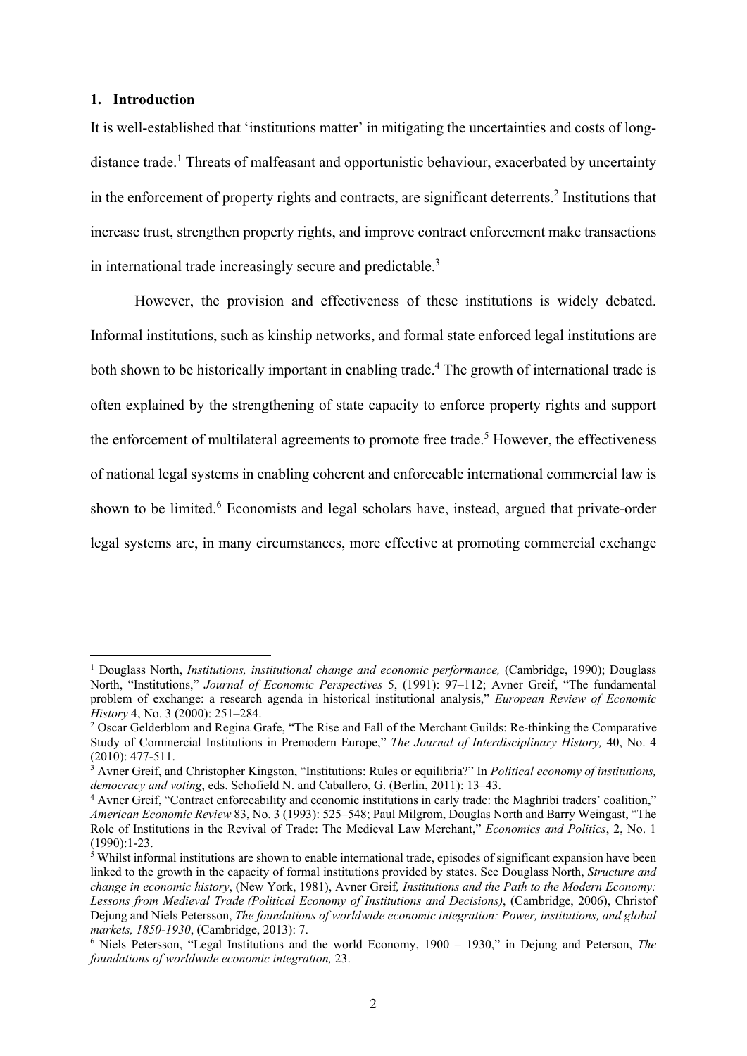## 1. Introduction

It is well-established that 'institutions matter' in mitigating the uncertainties and costs of long-distance trade.[1] Threats of malfeasant and opportunistic behaviour, exacerbated by uncertainty in the enforcement of property rights and contracts, are significant deterrents.[2] Institutions that increase trust, strengthen property rights, and improve contract enforcement make transactions in international trade increasingly secure and predictable.[3]

However, the provision and effectiveness of these institutions is widely debated. Informal institutions, such as kinship networks, and formal state enforced legal institutions are both shown to be historically important in enabling trade.[4] The growth of international trade is often explained by the strengthening of state capacity to enforce property rights and support the enforcement of multilateral agreements to promote free trade.[5] However, the effectiveness of national legal systems in enabling coherent and enforceable international commercial law is shown to be limited.[6] Economists and legal scholars have, instead, argued that private-order legal systems are, in many circumstances, more effective at promoting commercial exchange

---

[1] Douglass North, *Institutions, institutional change and economic performance,* (Cambridge, 1990); Douglass North, "Institutions," *Journal of Economic Perspectives* 5, (1991): 97–112; Avner Greif, "The fundamental problem of exchange: a research agenda in historical institutional analysis," *European Review of Economic History* 4, No. 3 (2000): 251–284.

[2] Oscar Gelderblom and Regina Grafe, "The Rise and Fall of the Merchant Guilds: Re-thinking the Comparative Study of Commercial Institutions in Premodern Europe," *The Journal of Interdisciplinary History,* 40, No. 4 (2010): 477-511.

[3] Avner Greif, and Christopher Kingston, "Institutions: Rules or equilibria?" In *Political economy of institutions, democracy and voting*, eds. Schofield N. and Caballero, G. (Berlin, 2011): 13–43.

[4] Avner Greif, "Contract enforceability and economic institutions in early trade: the Maghribi traders' coalition," *American Economic Review* 83, No. 3 (1993): 525–548; Paul Milgrom, Douglas North and Barry Weingast, "The Role of Institutions in the Revival of Trade: The Medieval Law Merchant," *Economics and Politics*, 2, No. 1 (1990):1-23.

[5] Whilst informal institutions are shown to enable international trade, episodes of significant expansion have been linked to the growth in the capacity of formal institutions provided by states. See Douglass North, *Structure and change in economic history*, (New York, 1981), Avner Greif*, Institutions and the Path to the Modern Economy: Lessons from Medieval Trade (Political Economy of Institutions and Decisions)*, (Cambridge, 2006), Christof Dejung and Niels Petersson, *The foundations of worldwide economic integration: Power, institutions, and global markets, 1850-1930*, (Cambridge, 2013): 7.

[6] Niels Petersson, "Legal Institutions and the world Economy, 1900 – 1930," in Dejung and Peterson, *The foundations of worldwide economic integration,* 23.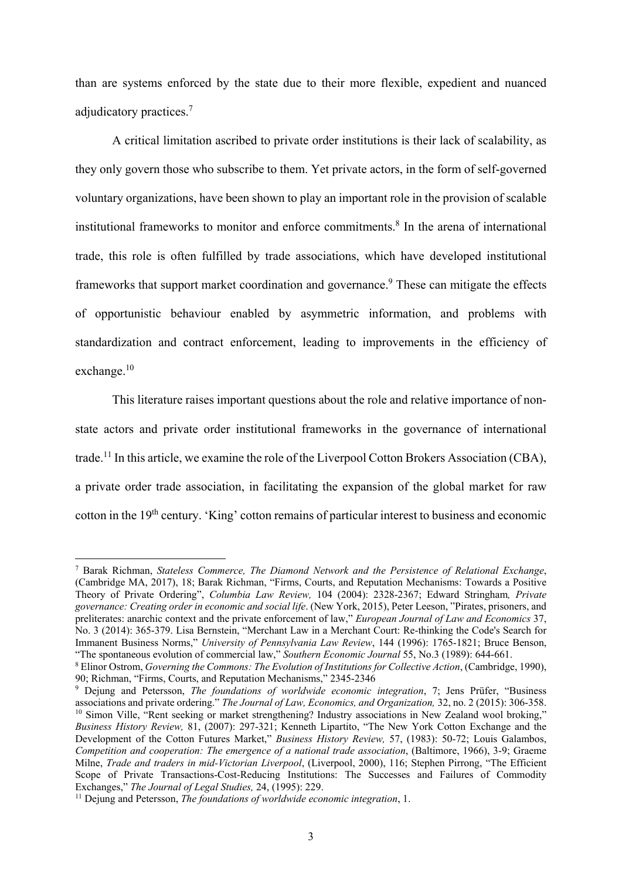than are systems enforced by the state due to their more flexible, expedient and nuanced adjudicatory practices.[7]

A critical limitation ascribed to private order institutions is their lack of scalability, as they only govern those who subscribe to them. Yet private actors, in the form of self-governed voluntary organizations, have been shown to play an important role in the provision of scalable institutional frameworks to monitor and enforce commitments.[8] In the arena of international trade, this role is often fulfilled by trade associations, which have developed institutional frameworks that support market coordination and governance.[9] These can mitigate the effects of opportunistic behaviour enabled by asymmetric information, and problems with standardization and contract enforcement, leading to improvements in the efficiency of exchange.[10]

This literature raises important questions about the role and relative importance of non-state actors and private order institutional frameworks in the governance of international trade.[11] In this article, we examine the role of the Liverpool Cotton Brokers Association (CBA), a private order trade association, in facilitating the expansion of the global market for raw cotton in the 19th century. 'King' cotton remains of particular interest to business and economic

---

[7] Barak Richman, *Stateless Commerce, The Diamond Network and the Persistence of Relational Exchange*, (Cambridge MA, 2017), 18; Barak Richman, "Firms, Courts, and Reputation Mechanisms: Towards a Positive Theory of Private Ordering", *Columbia Law Review,* 104 (2004): 2328-2367; Edward Stringham*, Private governance: Creating order in economic and social life*. (New York, 2015), Peter Leeson, "Pirates, prisoners, and preliterates: anarchic context and the private enforcement of law," *European Journal of Law and Economics* 37, No. 3 (2014): 365-379. Lisa Bernstein, "Merchant Law in a Merchant Court: Re-thinking the Code's Search for Immanent Business Norms," *University of Pennsylvania Law Review*, 144 (1996): 1765-1821; Bruce Benson, "The spontaneous evolution of commercial law," *Southern Economic Journal* 55, No.3 (1989): 644-661.

[8] Elinor Ostrom, *Governing the Commons: The Evolution of Institutions for Collective Action*, (Cambridge, 1990), 90; Richman, "Firms, Courts, and Reputation Mechanisms," 2345-2346

[9] Dejung and Petersson, *The foundations of worldwide economic integration*, 7; Jens Prüfer, "Business associations and private ordering." *The Journal of Law, Economics, and Organization,* 32, no. 2 (2015): 306-358.

[10] Simon Ville, "Rent seeking or market strengthening? Industry associations in New Zealand wool broking," *Business History Review,* 81, (2007): 297-321; Kenneth Lipartito, "The New York Cotton Exchange and the Development of the Cotton Futures Market," *Business History Review,* 57, (1983): 50-72; Louis Galambos, *Competition and cooperation: The emergence of a national trade association*, (Baltimore, 1966), 3-9; Graeme Milne, *Trade and traders in mid-Victorian Liverpool*, (Liverpool, 2000), 116; Stephen Pirrong, "The Efficient Scope of Private Transactions-Cost-Reducing Institutions: The Successes and Failures of Commodity Exchanges," *The Journal of Legal Studies,* 24, (1995): 229.

[11] Dejung and Petersson, *The foundations of worldwide economic integration*, 1.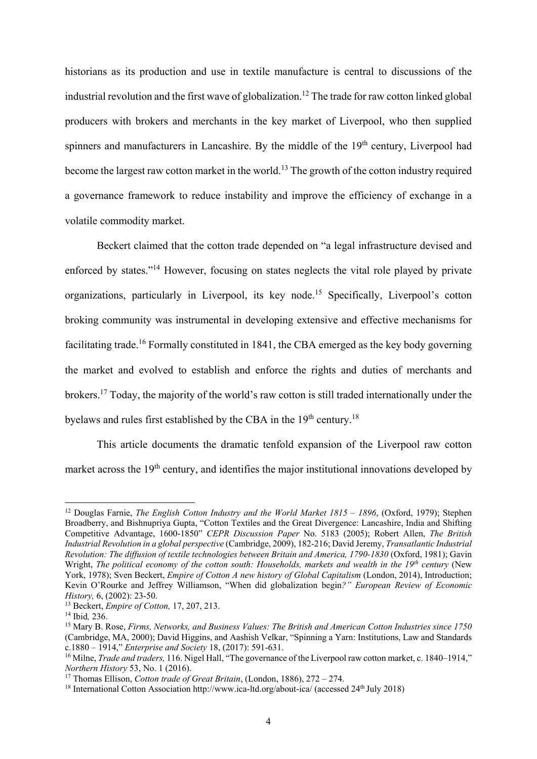historians as its production and use in textile manufacture is central to discussions of the industrial revolution and the first wave of globalization.[12] The trade for raw cotton linked global producers with brokers and merchants in the key market of Liverpool, who then supplied spinners and manufacturers in Lancashire. By the middle of the 19th century, Liverpool had become the largest raw cotton market in the world.[13] The growth of the cotton industry required a governance framework to reduce instability and improve the efficiency of exchange in a volatile commodity market.

Beckert claimed that the cotton trade depended on "a legal infrastructure devised and enforced by states."[14] However, focusing on states neglects the vital role played by private organizations, particularly in Liverpool, its key node.[15] Specifically, Liverpool's cotton broking community was instrumental in developing extensive and effective mechanisms for facilitating trade.[16] Formally constituted in 1841, the CBA emerged as the key body governing the market and evolved to establish and enforce the rights and duties of merchants and brokers.[17] Today, the majority of the world's raw cotton is still traded internationally under the byelaws and rules first established by the CBA in the 19th century.[18]

This article documents the dramatic tenfold expansion of the Liverpool raw cotton market across the 19th century, and identifies the major institutional innovations developed by

---

[12] Douglas Farnie, *The English Cotton Industry and the World Market 1815 – 1896*, (Oxford, 1979); Stephen Broadberry, and Bishnupriya Gupta, "Cotton Textiles and the Great Divergence: Lancashire, India and Shifting Competitive Advantage, 1600-1850" *CEPR Discussion Paper* No. 5183 (2005); Robert Allen, *The British Industrial Revolution in a global perspective* (Cambridge, 2009), 182-216; David Jeremy, *Transatlantic Industrial Revolution: The diffusion of textile technologies between Britain and America, 1790-1830* (Oxford, 1981); Gavin Wright, *The political economy of the cotton south: Households, markets and wealth in the 19th century* (New York, 1978); Sven Beckert, *Empire of Cotton A new history of Global Capitalism* (London, 2014), Introduction; Kevin O'Rourke and Jeffrey Williamson, "When did globalization begin*?" European Review of Economic History,* 6, (2002): 23-50.

[13] Beckert, *Empire of Cotton,* 17, 207, 213.

[14] Ibid*,* 236.

[15] Mary B. Rose, *Firms, Networks, and Business Values: The British and American Cotton Industries since 1750* (Cambridge, MA, 2000); David Higgins, and Aashish Velkar, "Spinning a Yarn: Institutions, Law and Standards c.1880 – 1914," *Enterprise and Society* 18, (2017): 591-631.

[16] Milne, *Trade and traders,* 116. Nigel Hall, "The governance of the Liverpool raw cotton market, c. 1840–1914," *Northern History* 53, No. 1 (2016).

[17] Thomas Ellison, *Cotton trade of Great Britain*, (London, 1886), 272 – 274.

[18] International Cotton Association http://www.ica-ltd.org/about-ica/ (accessed 24th July 2018)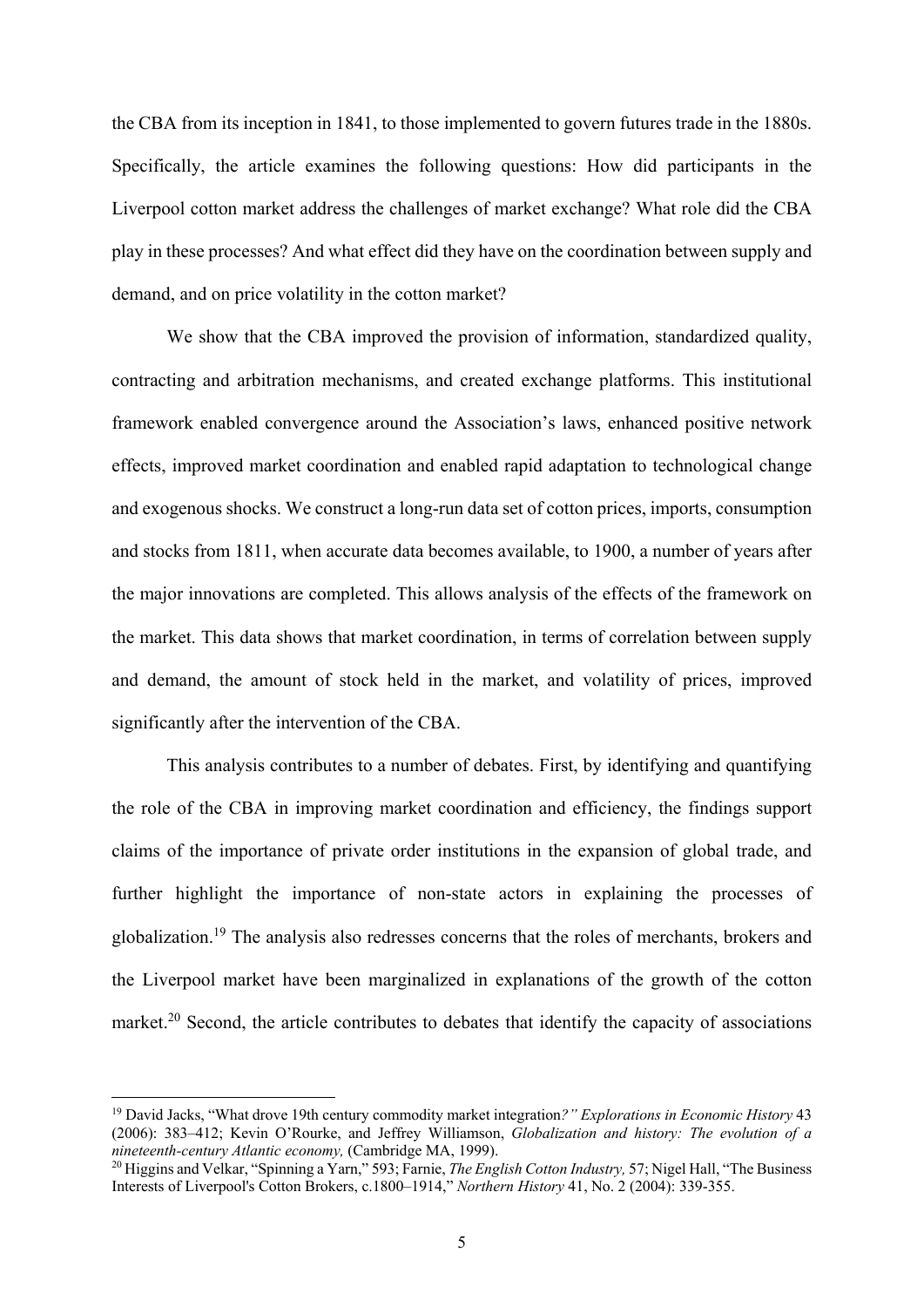the CBA from its inception in 1841, to those implemented to govern futures trade in the 1880s. Specifically, the article examines the following questions: How did participants in the Liverpool cotton market address the challenges of market exchange? What role did the CBA play in these processes? And what effect did they have on the coordination between supply and demand, and on price volatility in the cotton market?

We show that the CBA improved the provision of information, standardized quality, contracting and arbitration mechanisms, and created exchange platforms. This institutional framework enabled convergence around the Association's laws, enhanced positive network effects, improved market coordination and enabled rapid adaptation to technological change and exogenous shocks. We construct a long-run data set of cotton prices, imports, consumption and stocks from 1811, when accurate data becomes available, to 1900, a number of years after the major innovations are completed. This allows analysis of the effects of the framework on the market. This data shows that market coordination, in terms of correlation between supply and demand, the amount of stock held in the market, and volatility of prices, improved significantly after the intervention of the CBA.

This analysis contributes to a number of debates. First, by identifying and quantifying the role of the CBA in improving market coordination and efficiency, the findings support claims of the importance of private order institutions in the expansion of global trade, and further highlight the importance of non-state actors in explaining the processes of globalization.[19] The analysis also redresses concerns that the roles of merchants, brokers and the Liverpool market have been marginalized in explanations of the growth of the cotton market.[20] Second, the article contributes to debates that identify the capacity of associations

---

[19] David Jacks, "What drove 19th century commodity market integration*?" Explorations in Economic History* 43 (2006): 383–412; Kevin O'Rourke, and Jeffrey Williamson, *Globalization and history: The evolution of a nineteenth-century Atlantic economy,* (Cambridge MA, 1999).

[20] Higgins and Velkar, "Spinning a Yarn," 593; Farnie, *The English Cotton Industry,* 57; Nigel Hall, "The Business Interests of Liverpool's Cotton Brokers, c.1800–1914," *Northern History* 41, No. 2 (2004): 339-355.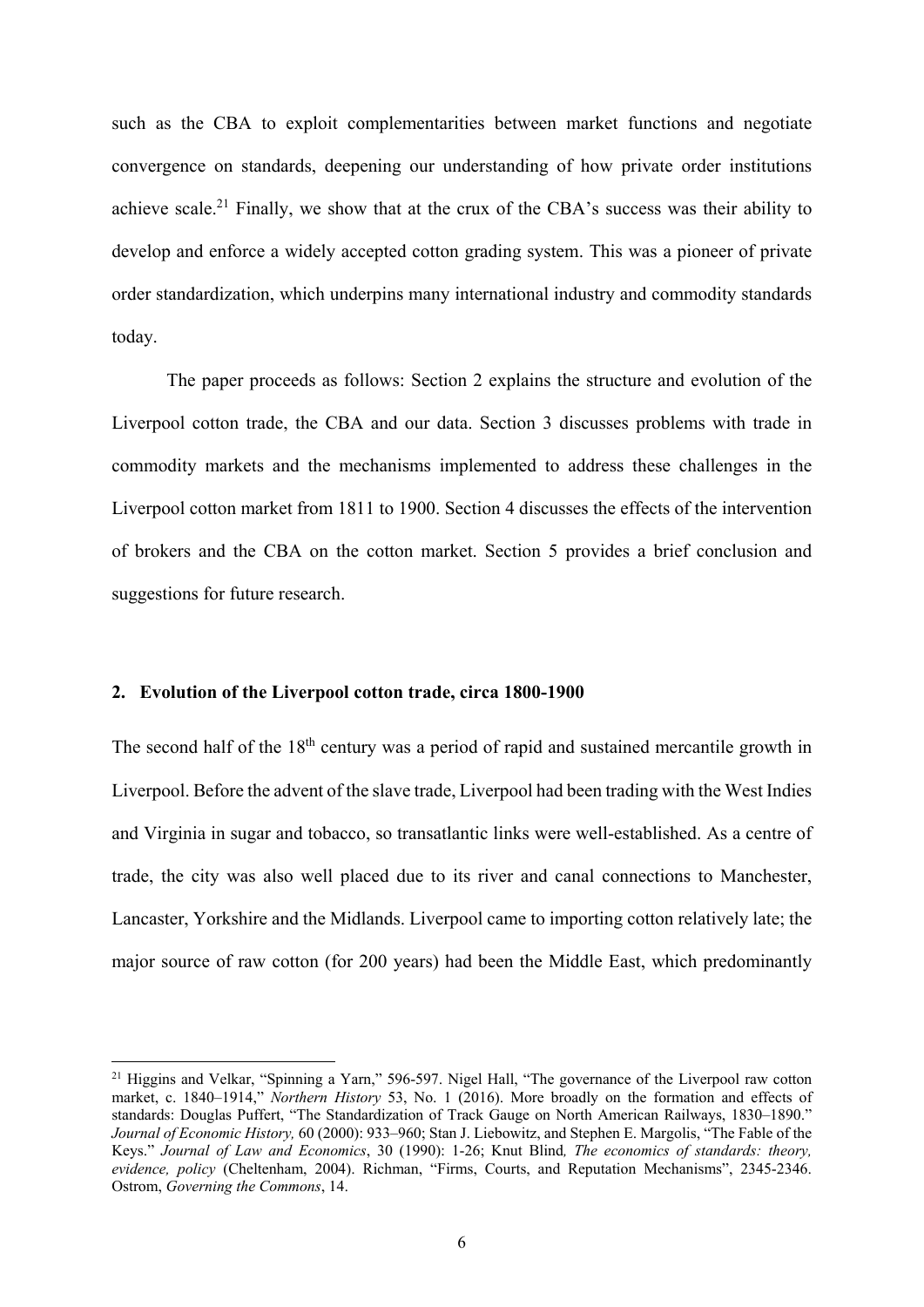such as the CBA to exploit complementarities between market functions and negotiate convergence on standards, deepening our understanding of how private order institutions achieve scale.[21] Finally, we show that at the crux of the CBA's success was their ability to develop and enforce a widely accepted cotton grading system. This was a pioneer of private order standardization, which underpins many international industry and commodity standards today.

The paper proceeds as follows: Section 2 explains the structure and evolution of the Liverpool cotton trade, the CBA and our data. Section 3 discusses problems with trade in commodity markets and the mechanisms implemented to address these challenges in the Liverpool cotton market from 1811 to 1900. Section 4 discusses the effects of the intervention of brokers and the CBA on the cotton market. Section 5 provides a brief conclusion and suggestions for future research.

## 2. Evolution of the Liverpool cotton trade, circa 1800-1900

The second half of the 18th century was a period of rapid and sustained mercantile growth in Liverpool. Before the advent of the slave trade, Liverpool had been trading with the West Indies and Virginia in sugar and tobacco, so transatlantic links were well-established. As a centre of trade, the city was also well placed due to its river and canal connections to Manchester, Lancaster, Yorkshire and the Midlands. Liverpool came to importing cotton relatively late; the major source of raw cotton (for 200 years) had been the Middle East, which predominantly

[21] Higgins and Velkar, "Spinning a Yarn," 596-597. Nigel Hall, "The governance of the Liverpool raw cotton market, c. 1840–1914," *Northern History* 53, No. 1 (2016). More broadly on the formation and effects of standards: Douglas Puffert, "The Standardization of Track Gauge on North American Railways, 1830–1890." *Journal of Economic History,* 60 (2000): 933–960; Stan J. Liebowitz, and Stephen E. Margolis, "The Fable of the Keys." *Journal of Law and Economics*, 30 (1990): 1-26; Knut Blind*, The economics of standards: theory, evidence, policy* (Cheltenham, 2004). Richman, "Firms, Courts, and Reputation Mechanisms", 2345-2346. Ostrom, *Governing the Commons*, 14.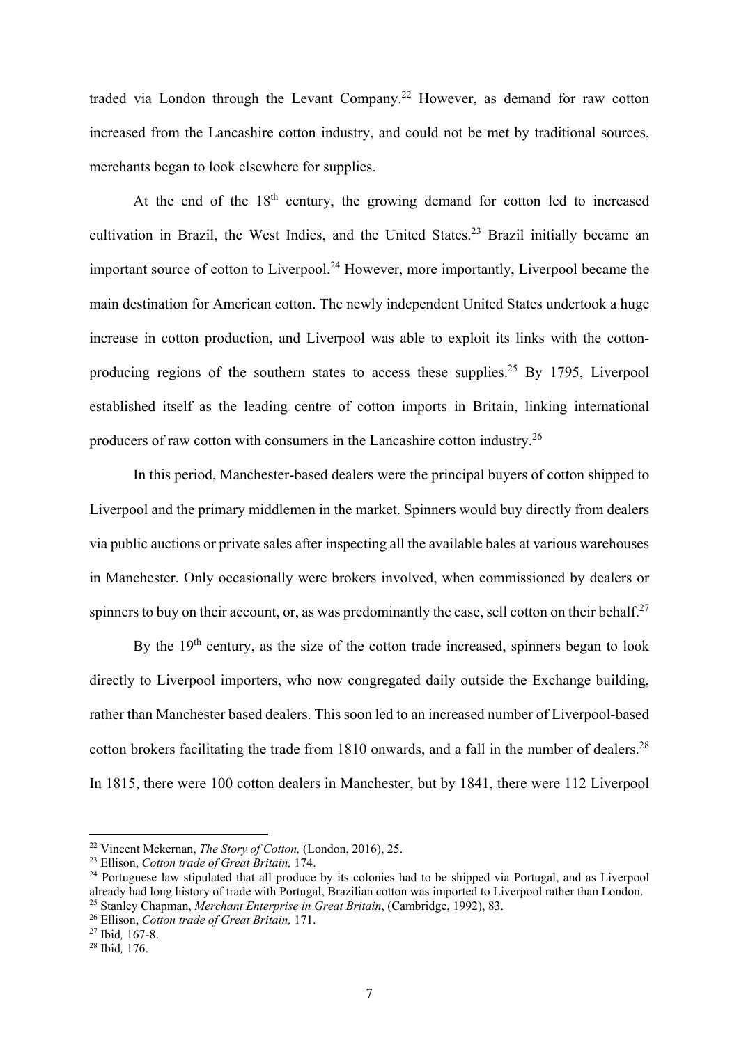traded via London through the Levant Company.[22] However, as demand for raw cotton increased from the Lancashire cotton industry, and could not be met by traditional sources, merchants began to look elsewhere for supplies.

At the end of the 18th century, the growing demand for cotton led to increased cultivation in Brazil, the West Indies, and the United States.[23] Brazil initially became an important source of cotton to Liverpool.[24] However, more importantly, Liverpool became the main destination for American cotton. The newly independent United States undertook a huge increase in cotton production, and Liverpool was able to exploit its links with the cotton-producing regions of the southern states to access these supplies.[25] By 1795, Liverpool established itself as the leading centre of cotton imports in Britain, linking international producers of raw cotton with consumers in the Lancashire cotton industry.[26]

In this period, Manchester-based dealers were the principal buyers of cotton shipped to Liverpool and the primary middlemen in the market. Spinners would buy directly from dealers via public auctions or private sales after inspecting all the available bales at various warehouses in Manchester. Only occasionally were brokers involved, when commissioned by dealers or spinners to buy on their account, or, as was predominantly the case, sell cotton on their behalf.[27]

By the 19th century, as the size of the cotton trade increased, spinners began to look directly to Liverpool importers, who now congregated daily outside the Exchange building, rather than Manchester based dealers. This soon led to an increased number of Liverpool-based cotton brokers facilitating the trade from 1810 onwards, and a fall in the number of dealers.[28] In 1815, there were 100 cotton dealers in Manchester, but by 1841, there were 112 Liverpool

---

[22] Vincent Mckernan, *The Story of Cotton,* (London, 2016), 25.

[23] Ellison, *Cotton trade of Great Britain,* 174.

[24] Portuguese law stipulated that all produce by its colonies had to be shipped via Portugal, and as Liverpool already had long history of trade with Portugal, Brazilian cotton was imported to Liverpool rather than London.

[25] Stanley Chapman, *Merchant Enterprise in Great Britain*, (Cambridge, 1992), 83.

[26] Ellison, *Cotton trade of Great Britain,* 171.

[27] Ibid*,* 167-8.

[28] Ibid*,* 176.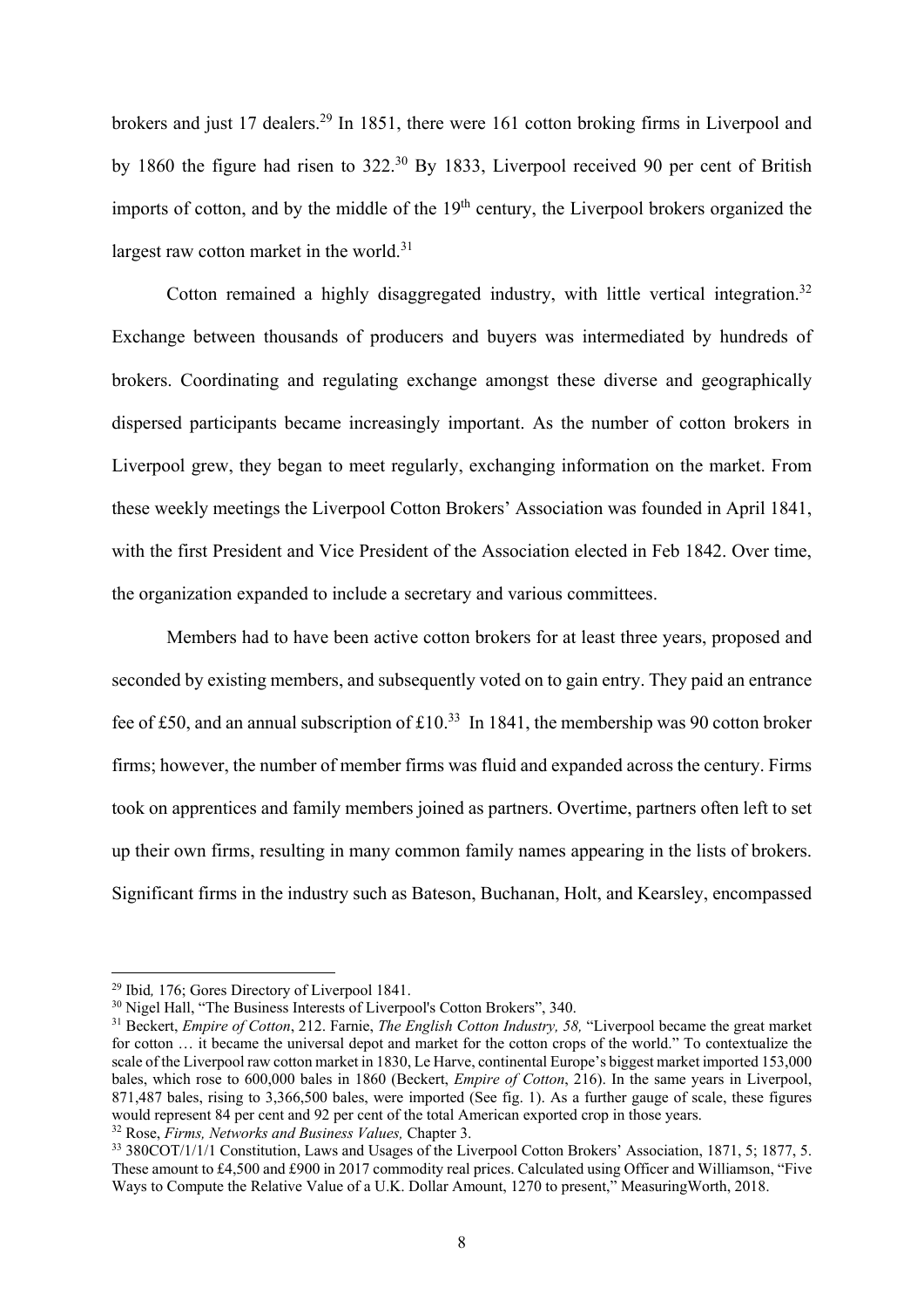brokers and just 17 dealers.[29] In 1851, there were 161 cotton broking firms in Liverpool and by 1860 the figure had risen to 322.[30] By 1833, Liverpool received 90 per cent of British imports of cotton, and by the middle of the 19th century, the Liverpool brokers organized the largest raw cotton market in the world.[31]

Cotton remained a highly disaggregated industry, with little vertical integration.[32] Exchange between thousands of producers and buyers was intermediated by hundreds of brokers. Coordinating and regulating exchange amongst these diverse and geographically dispersed participants became increasingly important. As the number of cotton brokers in Liverpool grew, they began to meet regularly, exchanging information on the market. From these weekly meetings the Liverpool Cotton Brokers' Association was founded in April 1841, with the first President and Vice President of the Association elected in Feb 1842. Over time, the organization expanded to include a secretary and various committees.

Members had to have been active cotton brokers for at least three years, proposed and seconded by existing members, and subsequently voted on to gain entry. They paid an entrance fee of £50, and an annual subscription of £10.[33] In 1841, the membership was 90 cotton broker firms; however, the number of member firms was fluid and expanded across the century. Firms took on apprentices and family members joined as partners. Overtime, partners often left to set up their own firms, resulting in many common family names appearing in the lists of brokers. Significant firms in the industry such as Bateson, Buchanan, Holt, and Kearsley, encompassed

---

[29] Ibid*,* 176; Gores Directory of Liverpool 1841.

[30] Nigel Hall, "The Business Interests of Liverpool's Cotton Brokers", 340.

[31] Beckert, *Empire of Cotton*, 212. Farnie, *The English Cotton Industry, 58,* "Liverpool became the great market for cotton … it became the universal depot and market for the cotton crops of the world." To contextualize the scale of the Liverpool raw cotton market in 1830, Le Harve, continental Europe's biggest market imported 153,000 bales, which rose to 600,000 bales in 1860 (Beckert, *Empire of Cotton*, 216). In the same years in Liverpool, 871,487 bales, rising to 3,366,500 bales, were imported (See fig. 1). As a further gauge of scale, these figures would represent 84 per cent and 92 per cent of the total American exported crop in those years.

[32] Rose, *Firms, Networks and Business Values,* Chapter 3.

[33] 380COT/1/1/1 Constitution, Laws and Usages of the Liverpool Cotton Brokers' Association, 1871, 5; 1877, 5. These amount to £4,500 and £900 in 2017 commodity real prices. Calculated using Officer and Williamson, "Five Ways to Compute the Relative Value of a U.K. Dollar Amount, 1270 to present," MeasuringWorth, 2018.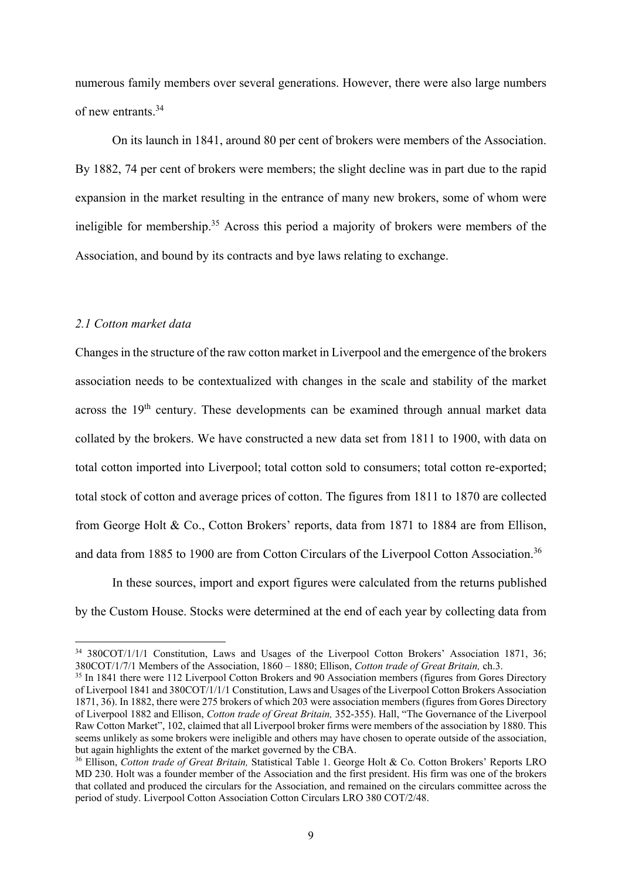numerous family members over several generations. However, there were also large numbers of new entrants.[34]

On its launch in 1841, around 80 per cent of brokers were members of the Association. By 1882, 74 per cent of brokers were members; the slight decline was in part due to the rapid expansion in the market resulting in the entrance of many new brokers, some of whom were ineligible for membership.[35] Across this period a majority of brokers were members of the Association, and bound by its contracts and bye laws relating to exchange.

### *2.1 Cotton market data*

Changes in the structure of the raw cotton market in Liverpool and the emergence of the brokers association needs to be contextualized with changes in the scale and stability of the market across the 19th century. These developments can be examined through annual market data collated by the brokers. We have constructed a new data set from 1811 to 1900, with data on total cotton imported into Liverpool; total cotton sold to consumers; total cotton re-exported; total stock of cotton and average prices of cotton. The figures from 1811 to 1870 are collected from George Holt & Co., Cotton Brokers' reports, data from 1871 to 1884 are from Ellison, and data from 1885 to 1900 are from Cotton Circulars of the Liverpool Cotton Association.[36]

In these sources, import and export figures were calculated from the returns published by the Custom House. Stocks were determined at the end of each year by collecting data from

---

[34] 380COT/1/1/1 Constitution, Laws and Usages of the Liverpool Cotton Brokers' Association 1871, 36; 380COT/1/7/1 Members of the Association, 1860 – 1880; Ellison, *Cotton trade of Great Britain,* ch.3.

[35] In 1841 there were 112 Liverpool Cotton Brokers and 90 Association members (figures from Gores Directory of Liverpool 1841 and 380COT/1/1/1 Constitution, Laws and Usages of the Liverpool Cotton Brokers Association 1871, 36). In 1882, there were 275 brokers of which 203 were association members (figures from Gores Directory of Liverpool 1882 and Ellison, *Cotton trade of Great Britain,* 352-355). Hall, "The Governance of the Liverpool Raw Cotton Market", 102, claimed that all Liverpool broker firms were members of the association by 1880. This seems unlikely as some brokers were ineligible and others may have chosen to operate outside of the association, but again highlights the extent of the market governed by the CBA.

[36] Ellison, *Cotton trade of Great Britain,* Statistical Table 1. George Holt & Co. Cotton Brokers' Reports LRO MD 230. Holt was a founder member of the Association and the first president. His firm was one of the brokers that collated and produced the circulars for the Association, and remained on the circulars committee across the period of study. Liverpool Cotton Association Cotton Circulars LRO 380 COT/2/48.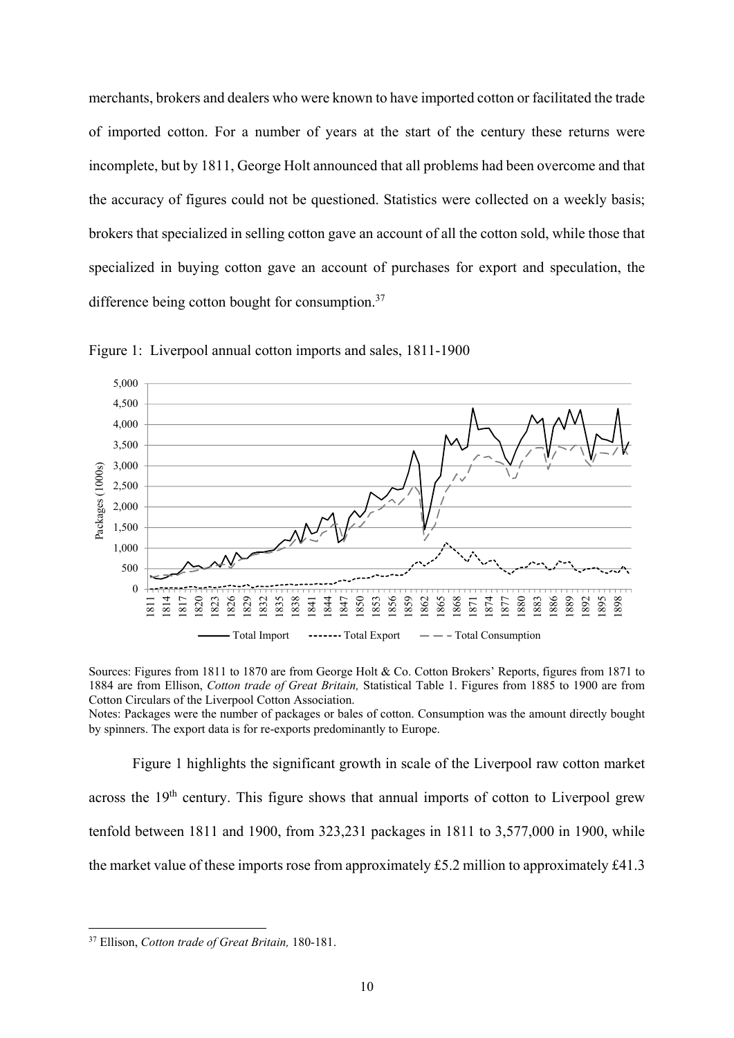merchants, brokers and dealers who were known to have imported cotton or facilitated the trade of imported cotton. For a number of years at the start of the century these returns were incomplete, but by 1811, George Holt announced that all problems had been overcome and that the accuracy of figures could not be questioned. Statistics were collected on a weekly basis; brokers that specialized in selling cotton gave an account of all the cotton sold, while those that specialized in buying cotton gave an account of purchases for export and speculation, the difference being cotton bought for consumption.[37]

Figure 1: Liverpool annual cotton imports and sales, 1811-1900

Sources: Figures from 1811 to 1870 are from George Holt & Co. Cotton Brokers' Reports, figures from 1871 to 1884 are from Ellison, *Cotton trade of Great Britain,* Statistical Table 1. Figures from 1885 to 1900 are from Cotton Circulars of the Liverpool Cotton Association.

Notes: Packages were the number of packages or bales of cotton. Consumption was the amount directly bought by spinners. The export data is for re-exports predominantly to Europe.

Figure 1 highlights the significant growth in scale of the Liverpool raw cotton market across the 19th century. This figure shows that annual imports of cotton to Liverpool grew tenfold between 1811 and 1900, from 323,231 packages in 1811 to 3,577,000 in 1900, while the market value of these imports rose from approximately £5.2 million to approximately £41.3

[37] Ellison, *Cotton trade of Great Britain,* 180-181.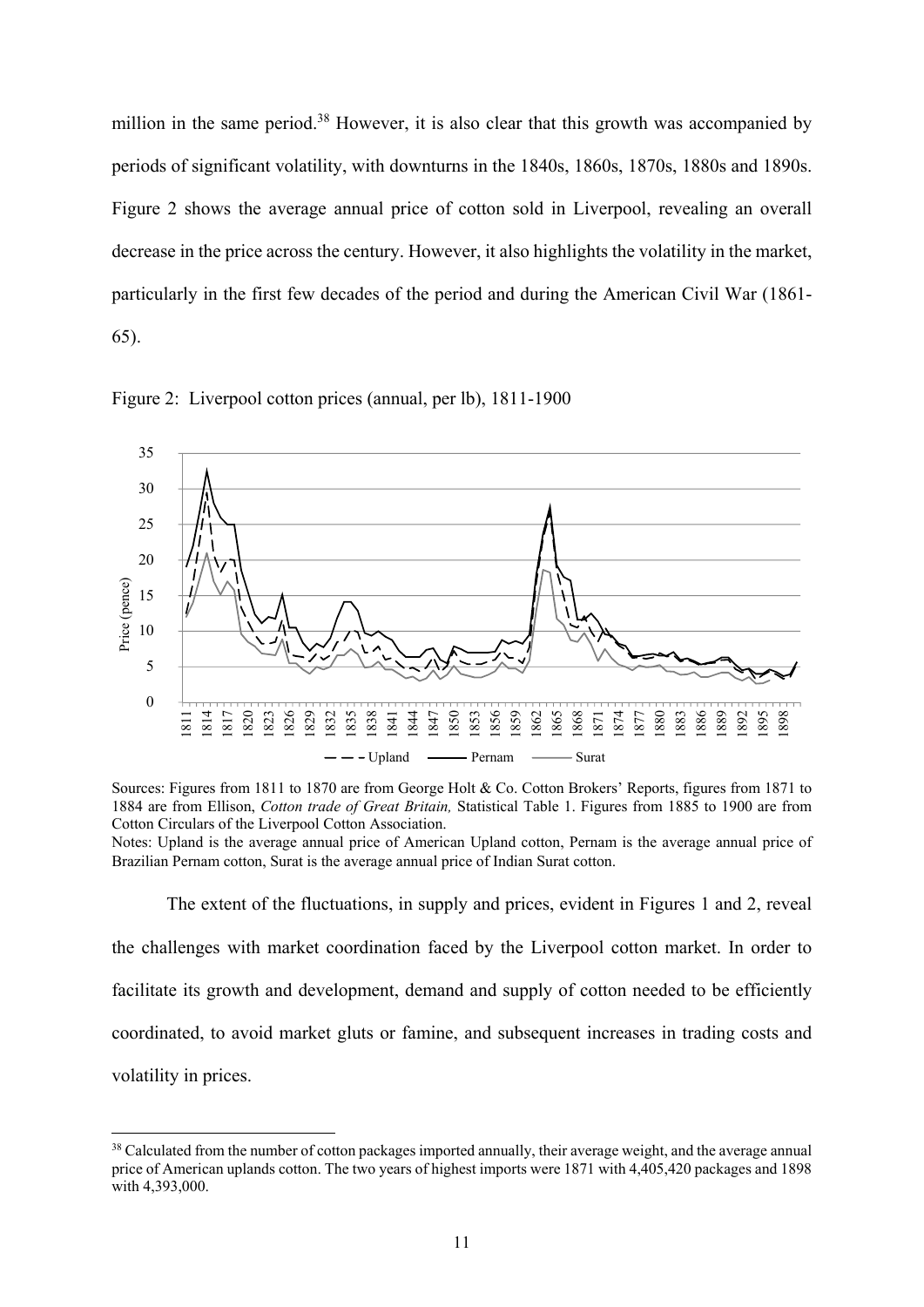million in the same period.[38] However, it is also clear that this growth was accompanied by periods of significant volatility, with downturns in the 1840s, 1860s, 1870s, 1880s and 1890s. Figure 2 shows the average annual price of cotton sold in Liverpool, revealing an overall decrease in the price across the century. However, it also highlights the volatility in the market, particularly in the first few decades of the period and during the American Civil War (1861-65).

Figure 2: Liverpool cotton prices (annual, per lb), 1811-1900

Sources: Figures from 1811 to 1870 are from George Holt & Co. Cotton Brokers' Reports, figures from 1871 to 1884 are from Ellison, *Cotton trade of Great Britain,* Statistical Table 1. Figures from 1885 to 1900 are from Cotton Circulars of the Liverpool Cotton Association.

Notes: Upland is the average annual price of American Upland cotton, Pernam is the average annual price of Brazilian Pernam cotton, Surat is the average annual price of Indian Surat cotton.

The extent of the fluctuations, in supply and prices, evident in Figures 1 and 2, reveal the challenges with market coordination faced by the Liverpool cotton market. In order to facilitate its growth and development, demand and supply of cotton needed to be efficiently coordinated, to avoid market gluts or famine, and subsequent increases in trading costs and volatility in prices.

[38] Calculated from the number of cotton packages imported annually, their average weight, and the average annual price of American uplands cotton. The two years of highest imports were 1871 with 4,405,420 packages and 1898 with 4,393,000.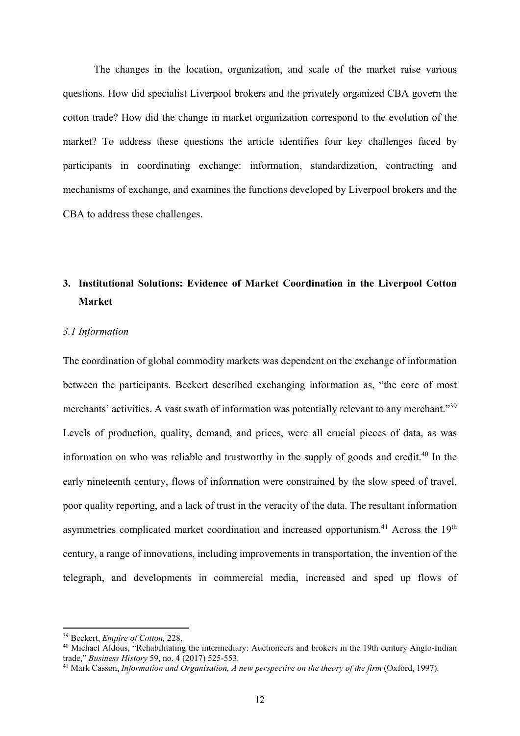The changes in the location, organization, and scale of the market raise various questions. How did specialist Liverpool brokers and the privately organized CBA govern the cotton trade? How did the change in market organization correspond to the evolution of the market? To address these questions the article identifies four key challenges faced by participants in coordinating exchange: information, standardization, contracting and mechanisms of exchange, and examines the functions developed by Liverpool brokers and the CBA to address these challenges.

## 3. Institutional Solutions: Evidence of Market Coordination in the Liverpool Cotton Market

### *3.1 Information*

The coordination of global commodity markets was dependent on the exchange of information between the participants. Beckert described exchanging information as, "the core of most merchants' activities. A vast swath of information was potentially relevant to any merchant."[39] Levels of production, quality, demand, and prices, were all crucial pieces of data, as was information on who was reliable and trustworthy in the supply of goods and credit.[40] In the early nineteenth century, flows of information were constrained by the slow speed of travel, poor quality reporting, and a lack of trust in the veracity of the data. The resultant information asymmetries complicated market coordination and increased opportunism.[41] Across the 19th century, a range of innovations, including improvements in transportation, the invention of the telegraph, and developments in commercial media, increased and sped up flows of

---

[39] Beckert, *Empire of Cotton,* 228.

[40] Michael Aldous, "Rehabilitating the intermediary: Auctioneers and brokers in the 19th century Anglo-Indian trade," *Business History* 59, no. 4 (2017) 525-553.

[41] Mark Casson, *Information and Organisation, A new perspective on the theory of the firm* (Oxford, 1997).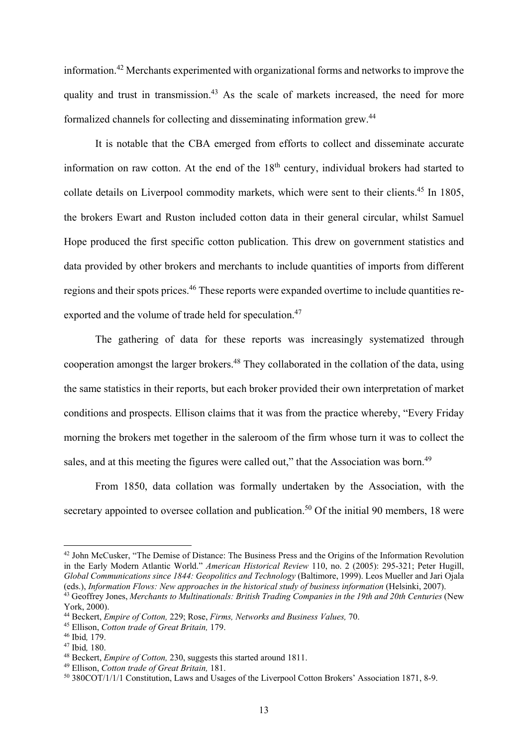information.[42] Merchants experimented with organizational forms and networks to improve the quality and trust in transmission.[43] As the scale of markets increased, the need for more formalized channels for collecting and disseminating information grew.[44]

It is notable that the CBA emerged from efforts to collect and disseminate accurate information on raw cotton. At the end of the 18th century, individual brokers had started to collate details on Liverpool commodity markets, which were sent to their clients.[45] In 1805, the brokers Ewart and Ruston included cotton data in their general circular, whilst Samuel Hope produced the first specific cotton publication. This drew on government statistics and data provided by other brokers and merchants to include quantities of imports from different regions and their spots prices.[46] These reports were expanded overtime to include quantities re-exported and the volume of trade held for speculation.[47]

The gathering of data for these reports was increasingly systematized through cooperation amongst the larger brokers.[48] They collaborated in the collation of the data, using the same statistics in their reports, but each broker provided their own interpretation of market conditions and prospects. Ellison claims that it was from the practice whereby, "Every Friday morning the brokers met together in the saleroom of the firm whose turn it was to collect the sales, and at this meeting the figures were called out," that the Association was born.[49]

From 1850, data collation was formally undertaken by the Association, with the secretary appointed to oversee collation and publication.[50] Of the initial 90 members, 18 were

---

[42] John McCusker, "The Demise of Distance: The Business Press and the Origins of the Information Revolution in the Early Modern Atlantic World." *American Historical Review* 110, no. 2 (2005): 295-321; Peter Hugill, *Global Communications since 1844: Geopolitics and Technology* (Baltimore, 1999). Leos Mueller and Jari Ojala (eds.), *Information Flows: New approaches in the historical study of business information* (Helsinki, 2007).

[43] Geoffrey Jones, *Merchants to Multinationals: British Trading Companies in the 19th and 20th Centuries* (New York, 2000).

[44] Beckert, *Empire of Cotton,* 229; Rose, *Firms, Networks and Business Values,* 70.

[45] Ellison, *Cotton trade of Great Britain,* 179.

[46] Ibid*,* 179.

[47] Ibid*,* 180.

[48] Beckert, *Empire of Cotton,* 230, suggests this started around 1811.

[49] Ellison, *Cotton trade of Great Britain,* 181.

[50] 380COT/1/1/1 Constitution, Laws and Usages of the Liverpool Cotton Brokers' Association 1871, 8-9.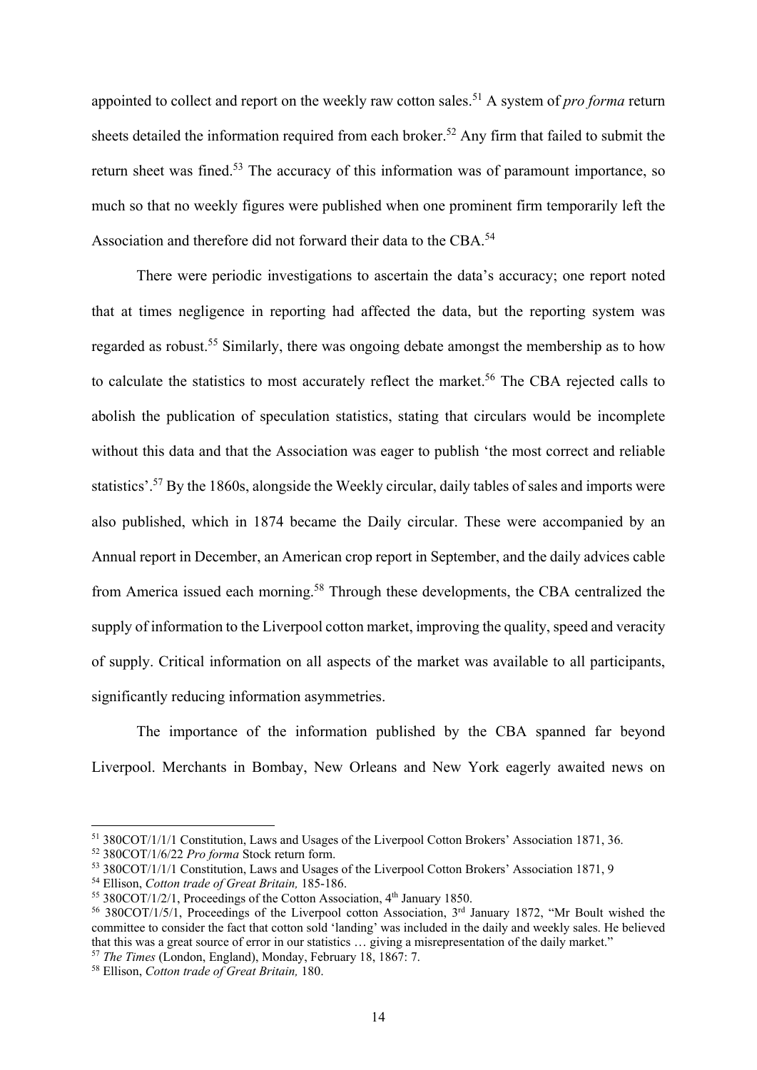appointed to collect and report on the weekly raw cotton sales.[51] A system of *pro forma* return sheets detailed the information required from each broker.[52] Any firm that failed to submit the return sheet was fined.[53] The accuracy of this information was of paramount importance, so much so that no weekly figures were published when one prominent firm temporarily left the Association and therefore did not forward their data to the CBA.[54]

There were periodic investigations to ascertain the data's accuracy; one report noted that at times negligence in reporting had affected the data, but the reporting system was regarded as robust.[55] Similarly, there was ongoing debate amongst the membership as to how to calculate the statistics to most accurately reflect the market.[56] The CBA rejected calls to abolish the publication of speculation statistics, stating that circulars would be incomplete without this data and that the Association was eager to publish 'the most correct and reliable statistics'.[57] By the 1860s, alongside the Weekly circular, daily tables of sales and imports were also published, which in 1874 became the Daily circular. These were accompanied by an Annual report in December, an American crop report in September, and the daily advices cable from America issued each morning.[58] Through these developments, the CBA centralized the supply of information to the Liverpool cotton market, improving the quality, speed and veracity of supply. Critical information on all aspects of the market was available to all participants, significantly reducing information asymmetries.

The importance of the information published by the CBA spanned far beyond Liverpool. Merchants in Bombay, New Orleans and New York eagerly awaited news on

---

[51] 380COT/1/1/1 Constitution, Laws and Usages of the Liverpool Cotton Brokers' Association 1871, 36.

[52] 380COT/1/6/22 *Pro forma* Stock return form.

[53] 380COT/1/1/1 Constitution, Laws and Usages of the Liverpool Cotton Brokers' Association 1871, 9

[54] Ellison, *Cotton trade of Great Britain,* 185-186.

[55] 380COT/1/2/1, Proceedings of the Cotton Association, 4th January 1850.

[56] 380COT/1/5/1, Proceedings of the Liverpool cotton Association, 3rd January 1872, "Mr Boult wished the committee to consider the fact that cotton sold 'landing' was included in the daily and weekly sales. He believed that this was a great source of error in our statistics … giving a misrepresentation of the daily market."

[57] *The Times* (London, England), Monday, February 18, 1867: 7.

[58] Ellison, *Cotton trade of Great Britain,* 180.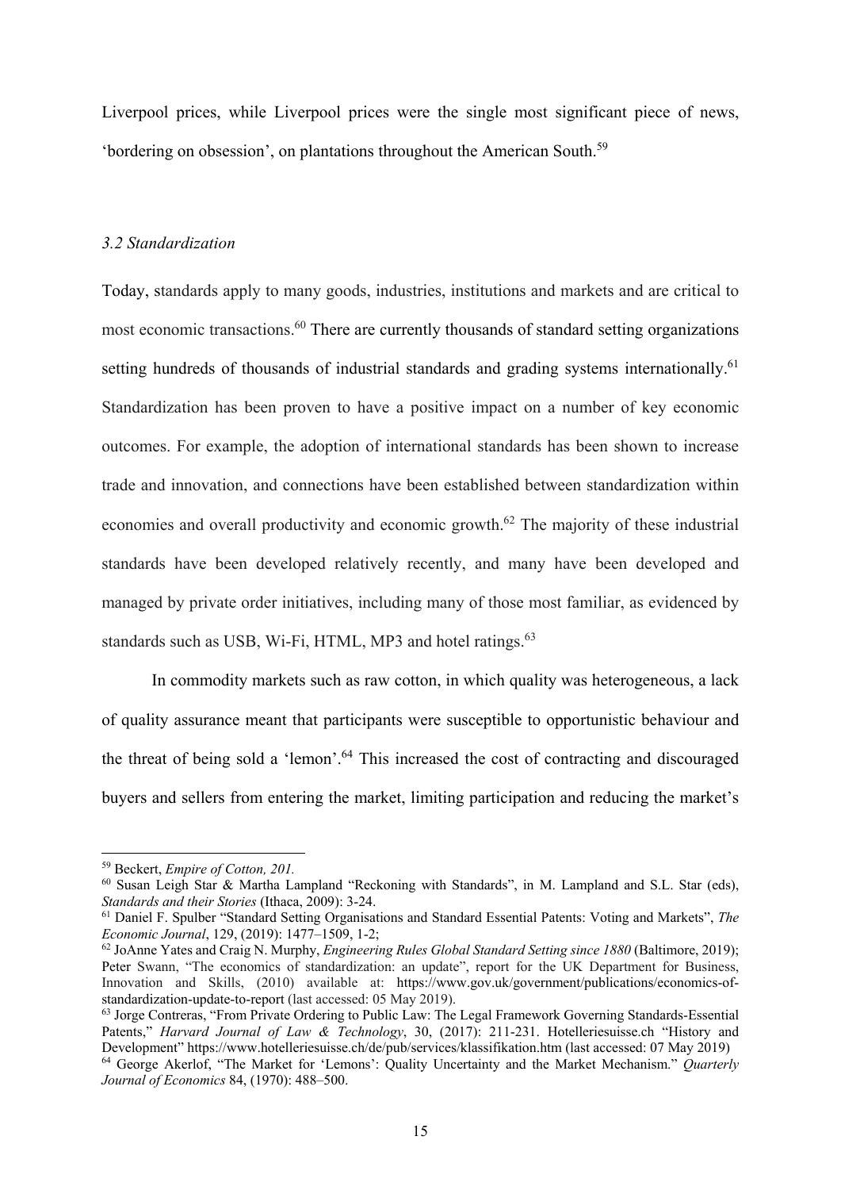Liverpool prices, while Liverpool prices were the single most significant piece of news, 'bordering on obsession', on plantations throughout the American South.[59]

### *3.2 Standardization*

Today, standards apply to many goods, industries, institutions and markets and are critical to most economic transactions.[60] There are currently thousands of standard setting organizations setting hundreds of thousands of industrial standards and grading systems internationally.[61] Standardization has been proven to have a positive impact on a number of key economic outcomes. For example, the adoption of international standards has been shown to increase trade and innovation, and connections have been established between standardization within economies and overall productivity and economic growth.[62] The majority of these industrial standards have been developed relatively recently, and many have been developed and managed by private order initiatives, including many of those most familiar, as evidenced by standards such as USB, Wi-Fi, HTML, MP3 and hotel ratings.[63]

In commodity markets such as raw cotton, in which quality was heterogeneous, a lack of quality assurance meant that participants were susceptible to opportunistic behaviour and the threat of being sold a 'lemon'.[64] This increased the cost of contracting and discouraged buyers and sellers from entering the market, limiting participation and reducing the market's

---

[59] Beckert, *Empire of Cotton, 201.*

[60] Susan Leigh Star & Martha Lampland "Reckoning with Standards", in M. Lampland and S.L. Star (eds), *Standards and their Stories* (Ithaca, 2009): 3-24.

[61] Daniel F. Spulber "Standard Setting Organisations and Standard Essential Patents: Voting and Markets", *The Economic Journal*, 129, (2019): 1477–1509, 1-2;

[62] JoAnne Yates and Craig N. Murphy, *Engineering Rules Global Standard Setting since 1880* (Baltimore, 2019); Peter Swann, "The economics of standardization: an update", report for the UK Department for Business, Innovation and Skills, (2010) available at: https://www.gov.uk/government/publications/economics-of-standardization-update-to-report (last accessed: 05 May 2019).

[63] Jorge Contreras, "From Private Ordering to Public Law: The Legal Framework Governing Standards-Essential Patents," *Harvard Journal of Law & Technology*, 30, (2017): 211-231. Hotelleriesuisse.ch "History and Development" https://www.hotelleriesuisse.ch/de/pub/services/klassifikation.htm (last accessed: 07 May 2019)

[64] George Akerlof, "The Market for 'Lemons': Quality Uncertainty and the Market Mechanism." *Quarterly Journal of Economics* 84, (1970): 488–500.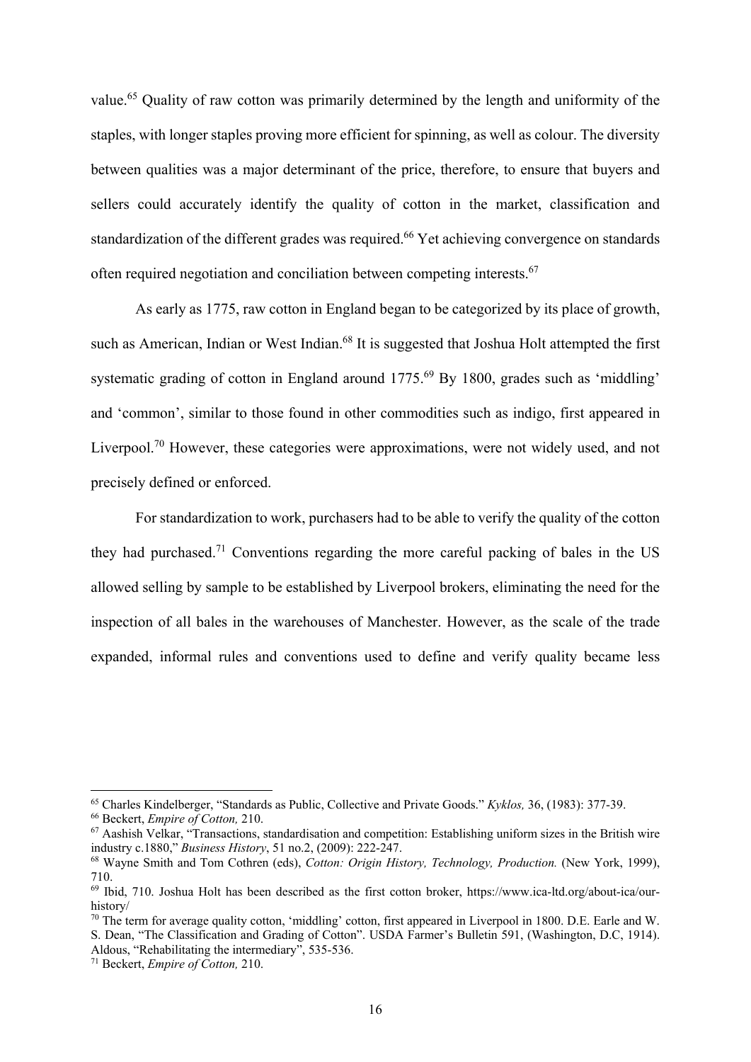value.[65] Quality of raw cotton was primarily determined by the length and uniformity of the staples, with longer staples proving more efficient for spinning, as well as colour. The diversity between qualities was a major determinant of the price, therefore, to ensure that buyers and sellers could accurately identify the quality of cotton in the market, classification and standardization of the different grades was required.[66] Yet achieving convergence on standards often required negotiation and conciliation between competing interests.[67]

As early as 1775, raw cotton in England began to be categorized by its place of growth, such as American, Indian or West Indian.[68] It is suggested that Joshua Holt attempted the first systematic grading of cotton in England around 1775.[69] By 1800, grades such as 'middling' and 'common', similar to those found in other commodities such as indigo, first appeared in Liverpool.[70] However, these categories were approximations, were not widely used, and not precisely defined or enforced.

For standardization to work, purchasers had to be able to verify the quality of the cotton they had purchased.[71] Conventions regarding the more careful packing of bales in the US allowed selling by sample to be established by Liverpool brokers, eliminating the need for the inspection of all bales in the warehouses of Manchester. However, as the scale of the trade expanded, informal rules and conventions used to define and verify quality became less

---

[65] Charles Kindelberger, "Standards as Public, Collective and Private Goods." *Kyklos,* 36, (1983): 377-39.

[66] Beckert, *Empire of Cotton,* 210.

[67] Aashish Velkar, "Transactions, standardisation and competition: Establishing uniform sizes in the British wire industry c.1880," *Business History*, 51 no.2, (2009): 222-247.

[68] Wayne Smith and Tom Cothren (eds), *Cotton: Origin History, Technology, Production.* (New York, 1999), 710.

[69] Ibid, 710. Joshua Holt has been described as the first cotton broker, https://www.ica-ltd.org/about-ica/our-history/

[70] The term for average quality cotton, 'middling' cotton, first appeared in Liverpool in 1800. D.E. Earle and W. S. Dean, "The Classification and Grading of Cotton". USDA Farmer's Bulletin 591, (Washington, D.C, 1914). Aldous, "Rehabilitating the intermediary", 535-536.

[71] Beckert, *Empire of Cotton,* 210.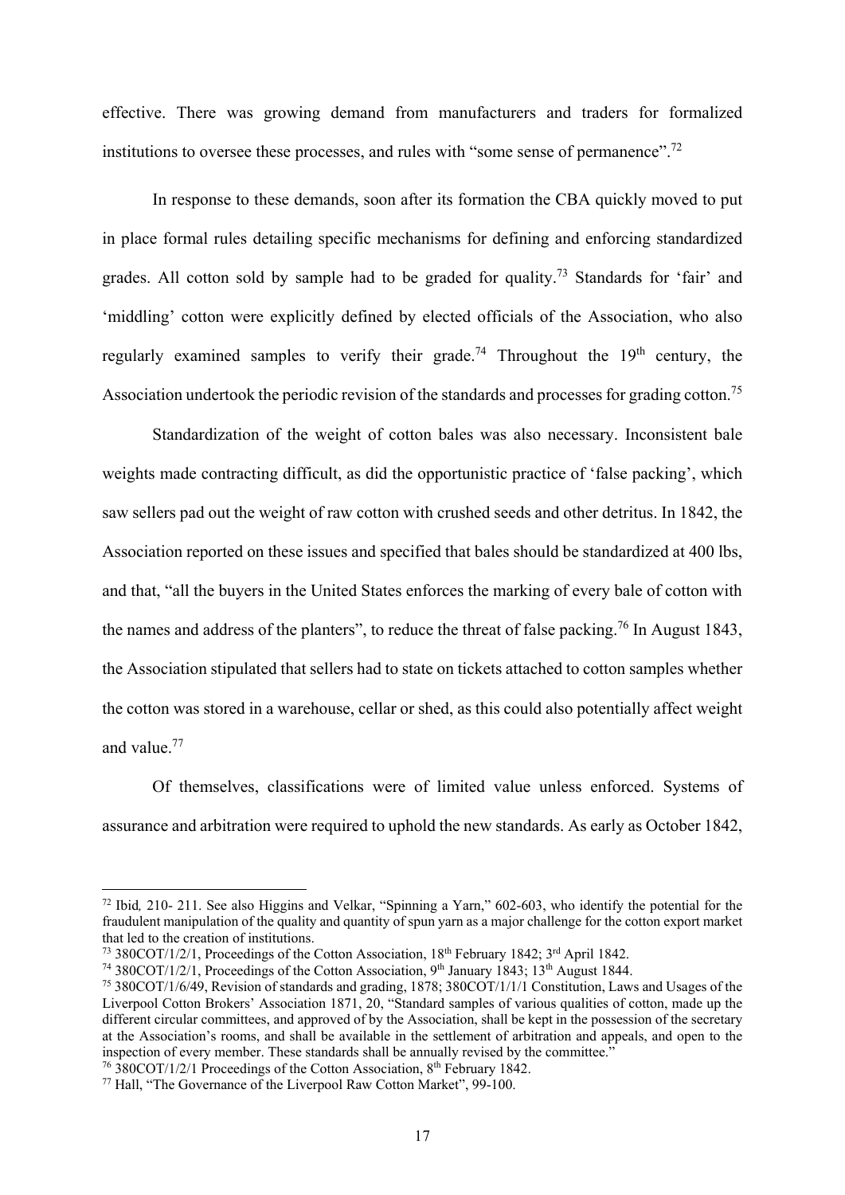effective. There was growing demand from manufacturers and traders for formalized institutions to oversee these processes, and rules with "some sense of permanence".[72]

In response to these demands, soon after its formation the CBA quickly moved to put in place formal rules detailing specific mechanisms for defining and enforcing standardized grades. All cotton sold by sample had to be graded for quality.[73] Standards for 'fair' and 'middling' cotton were explicitly defined by elected officials of the Association, who also regularly examined samples to verify their grade.[74] Throughout the 19th century, the Association undertook the periodic revision of the standards and processes for grading cotton.[75]

Standardization of the weight of cotton bales was also necessary. Inconsistent bale weights made contracting difficult, as did the opportunistic practice of 'false packing', which saw sellers pad out the weight of raw cotton with crushed seeds and other detritus. In 1842, the Association reported on these issues and specified that bales should be standardized at 400 lbs, and that, "all the buyers in the United States enforces the marking of every bale of cotton with the names and address of the planters", to reduce the threat of false packing.[76] In August 1843, the Association stipulated that sellers had to state on tickets attached to cotton samples whether the cotton was stored in a warehouse, cellar or shed, as this could also potentially affect weight and value.[77]

Of themselves, classifications were of limited value unless enforced. Systems of assurance and arbitration were required to uphold the new standards. As early as October 1842,

---

[72] Ibid*,* 210- 211. See also Higgins and Velkar, "Spinning a Yarn," 602-603, who identify the potential for the fraudulent manipulation of the quality and quantity of spun yarn as a major challenge for the cotton export market that led to the creation of institutions.

[73] 380COT/1/2/1, Proceedings of the Cotton Association, 18th February 1842; 3rd April 1842.

[74] 380COT/1/2/1, Proceedings of the Cotton Association, 9th January 1843; 13th August 1844.

[75] 380COT/1/6/49, Revision of standards and grading, 1878; 380COT/1/1/1 Constitution, Laws and Usages of the Liverpool Cotton Brokers' Association 1871, 20, "Standard samples of various qualities of cotton, made up the different circular committees, and approved of by the Association, shall be kept in the possession of the secretary at the Association's rooms, and shall be available in the settlement of arbitration and appeals, and open to the inspection of every member. These standards shall be annually revised by the committee."

[76] 380COT/1/2/1 Proceedings of the Cotton Association, 8th February 1842.

[77] Hall, "The Governance of the Liverpool Raw Cotton Market", 99-100.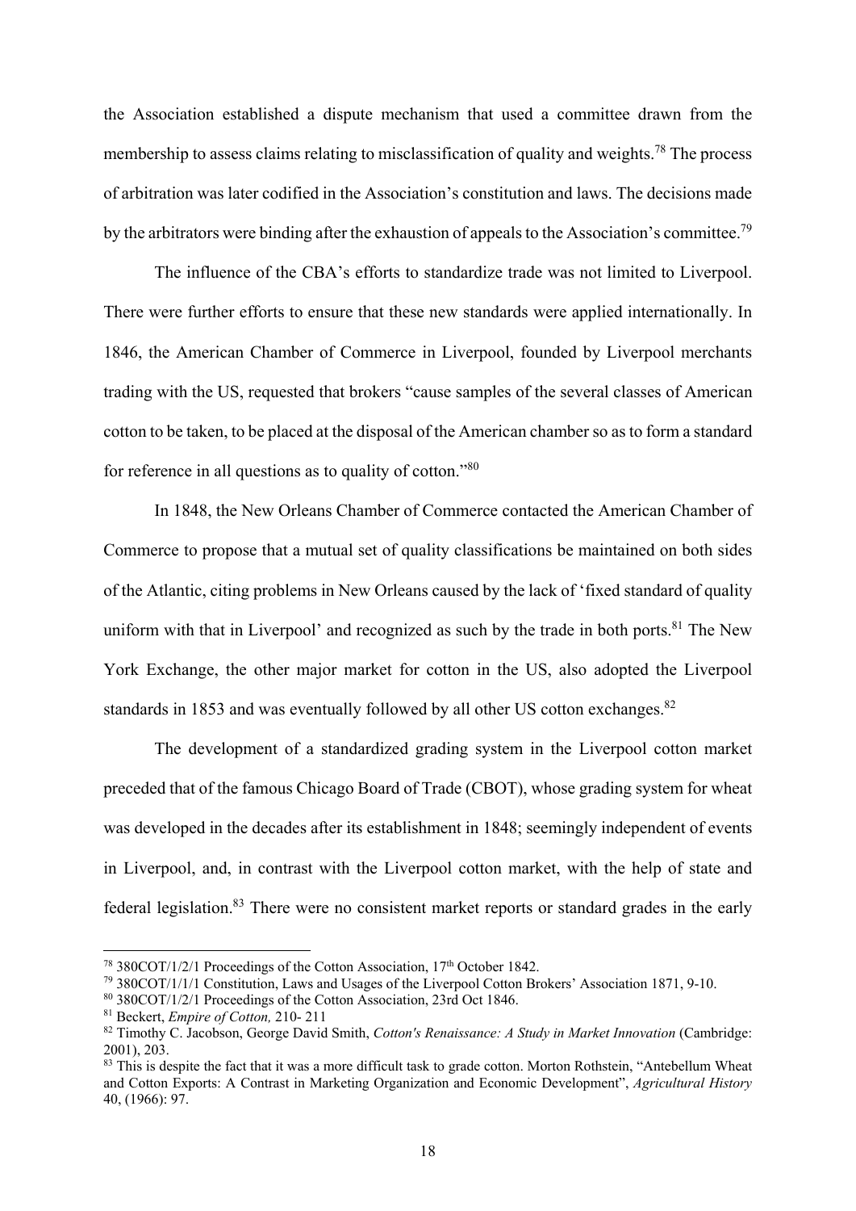the Association established a dispute mechanism that used a committee drawn from the membership to assess claims relating to misclassification of quality and weights.[78] The process of arbitration was later codified in the Association's constitution and laws. The decisions made by the arbitrators were binding after the exhaustion of appeals to the Association's committee.[79]

The influence of the CBA's efforts to standardize trade was not limited to Liverpool. There were further efforts to ensure that these new standards were applied internationally. In 1846, the American Chamber of Commerce in Liverpool, founded by Liverpool merchants trading with the US, requested that brokers "cause samples of the several classes of American cotton to be taken, to be placed at the disposal of the American chamber so as to form a standard for reference in all questions as to quality of cotton."[80]

In 1848, the New Orleans Chamber of Commerce contacted the American Chamber of Commerce to propose that a mutual set of quality classifications be maintained on both sides of the Atlantic, citing problems in New Orleans caused by the lack of 'fixed standard of quality uniform with that in Liverpool' and recognized as such by the trade in both ports.[81] The New York Exchange, the other major market for cotton in the US, also adopted the Liverpool standards in 1853 and was eventually followed by all other US cotton exchanges.[82]

The development of a standardized grading system in the Liverpool cotton market preceded that of the famous Chicago Board of Trade (CBOT), whose grading system for wheat was developed in the decades after its establishment in 1848; seemingly independent of events in Liverpool, and, in contrast with the Liverpool cotton market, with the help of state and federal legislation.[83] There were no consistent market reports or standard grades in the early

---

[78] 380COT/1/2/1 Proceedings of the Cotton Association, 17th October 1842.

[79] 380COT/1/1/1 Constitution, Laws and Usages of the Liverpool Cotton Brokers' Association 1871, 9-10.

[80] 380COT/1/2/1 Proceedings of the Cotton Association, 23rd Oct 1846.

[81] Beckert, *Empire of Cotton,* 210- 211

[82] Timothy C. Jacobson, George David Smith, *Cotton's Renaissance: A Study in Market Innovation* (Cambridge: 2001), 203.

[83] This is despite the fact that it was a more difficult task to grade cotton. Morton Rothstein, "Antebellum Wheat and Cotton Exports: A Contrast in Marketing Organization and Economic Development", *Agricultural History* 40, (1966): 97.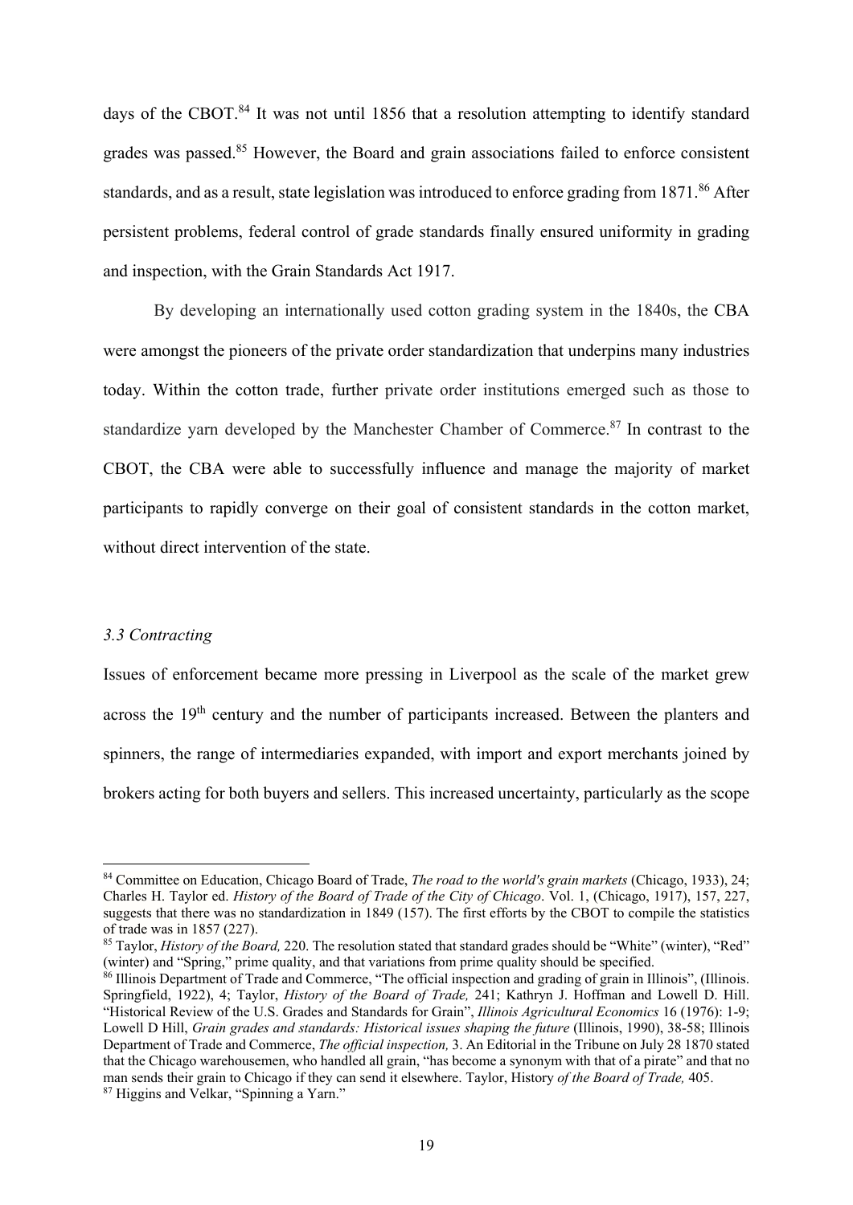days of the CBOT.[84] It was not until 1856 that a resolution attempting to identify standard grades was passed.[85] However, the Board and grain associations failed to enforce consistent standards, and as a result, state legislation was introduced to enforce grading from 1871.[86] After persistent problems, federal control of grade standards finally ensured uniformity in grading and inspection, with the Grain Standards Act 1917.

By developing an internationally used cotton grading system in the 1840s, the CBA were amongst the pioneers of the private order standardization that underpins many industries today. Within the cotton trade, further private order institutions emerged such as those to standardize yarn developed by the Manchester Chamber of Commerce.[87] In contrast to the CBOT, the CBA were able to successfully influence and manage the majority of market participants to rapidly converge on their goal of consistent standards in the cotton market, without direct intervention of the state.

### *3.3 Contracting*

Issues of enforcement became more pressing in Liverpool as the scale of the market grew across the 19th century and the number of participants increased. Between the planters and spinners, the range of intermediaries expanded, with import and export merchants joined by brokers acting for both buyers and sellers. This increased uncertainty, particularly as the scope

---

[84] Committee on Education, Chicago Board of Trade, *The road to the world's grain markets* (Chicago, 1933), 24; Charles H. Taylor ed. *History of the Board of Trade of the City of Chicago*. Vol. 1, (Chicago, 1917), 157, 227, suggests that there was no standardization in 1849 (157). The first efforts by the CBOT to compile the statistics of trade was in 1857 (227).

[85] Taylor, *History of the Board,* 220. The resolution stated that standard grades should be "White" (winter), "Red" (winter) and "Spring," prime quality, and that variations from prime quality should be specified.

[86] Illinois Department of Trade and Commerce, "The official inspection and grading of grain in Illinois", (Illinois. Springfield, 1922), 4; Taylor, *History of the Board of Trade,* 241; Kathryn J. Hoffman and Lowell D. Hill. "Historical Review of the U.S. Grades and Standards for Grain", *Illinois Agricultural Economics* 16 (1976): 1-9; Lowell D Hill, *Grain grades and standards: Historical issues shaping the future* (Illinois, 1990), 38-58; Illinois Department of Trade and Commerce, *The official inspection,* 3. An Editorial in the Tribune on July 28 1870 stated that the Chicago warehousemen, who handled all grain, "has become a synonym with that of a pirate" and that no man sends their grain to Chicago if they can send it elsewhere. Taylor, History *of the Board of Trade,* 405.

[87] Higgins and Velkar, "Spinning a Yarn."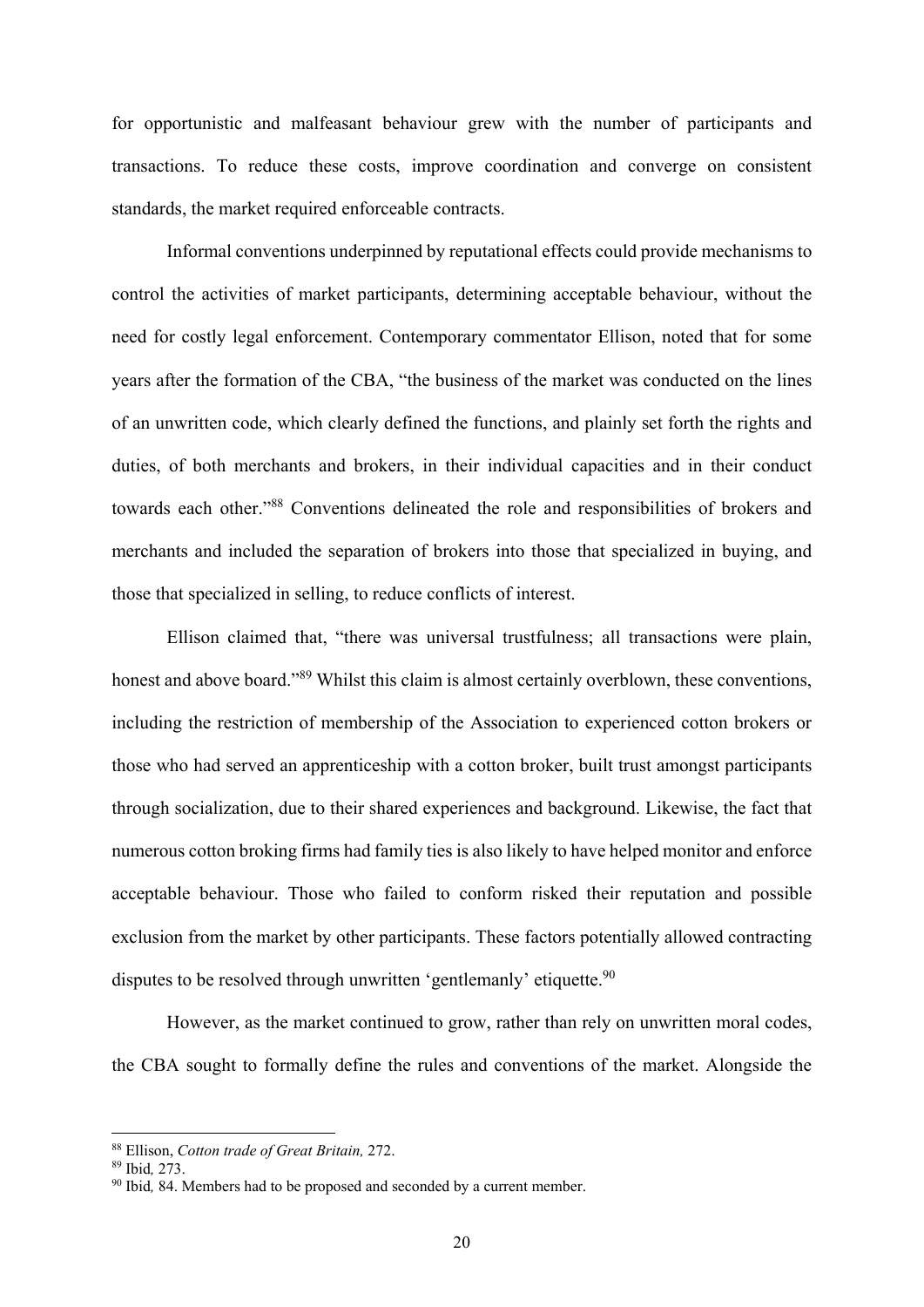for opportunistic and malfeasant behaviour grew with the number of participants and transactions. To reduce these costs, improve coordination and converge on consistent standards, the market required enforceable contracts.

Informal conventions underpinned by reputational effects could provide mechanisms to control the activities of market participants, determining acceptable behaviour, without the need for costly legal enforcement. Contemporary commentator Ellison, noted that for some years after the formation of the CBA, "the business of the market was conducted on the lines of an unwritten code, which clearly defined the functions, and plainly set forth the rights and duties, of both merchants and brokers, in their individual capacities and in their conduct towards each other."[88] Conventions delineated the role and responsibilities of brokers and merchants and included the separation of brokers into those that specialized in buying, and those that specialized in selling, to reduce conflicts of interest.

Ellison claimed that, "there was universal trustfulness; all transactions were plain, honest and above board."[89] Whilst this claim is almost certainly overblown, these conventions, including the restriction of membership of the Association to experienced cotton brokers or those who had served an apprenticeship with a cotton broker, built trust amongst participants through socialization, due to their shared experiences and background. Likewise, the fact that numerous cotton broking firms had family ties is also likely to have helped monitor and enforce acceptable behaviour. Those who failed to conform risked their reputation and possible exclusion from the market by other participants. These factors potentially allowed contracting disputes to be resolved through unwritten 'gentlemanly' etiquette.[90]

However, as the market continued to grow, rather than rely on unwritten moral codes, the CBA sought to formally define the rules and conventions of the market. Alongside the

---

[88] Ellison, *Cotton trade of Great Britain,* 272.
[89] Ibid*,* 273.
[90] Ibid*,* 84. Members had to be proposed and seconded by a current member.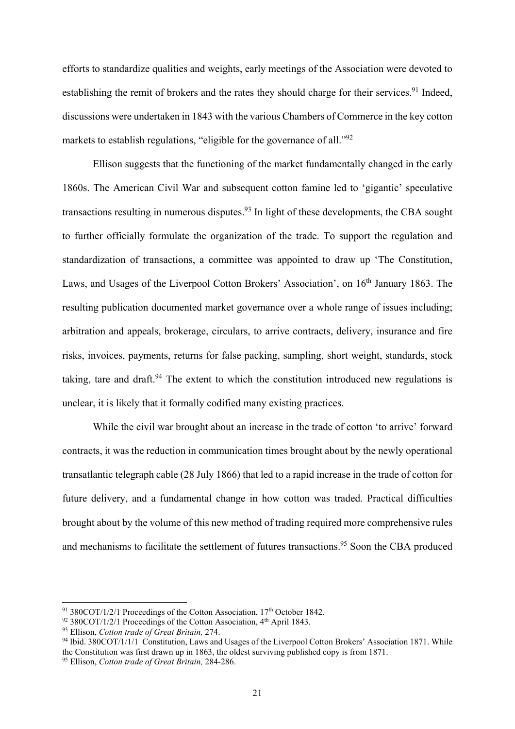efforts to standardize qualities and weights, early meetings of the Association were devoted to establishing the remit of brokers and the rates they should charge for their services.[91] Indeed, discussions were undertaken in 1843 with the various Chambers of Commerce in the key cotton markets to establish regulations, "eligible for the governance of all."[92]

Ellison suggests that the functioning of the market fundamentally changed in the early 1860s. The American Civil War and subsequent cotton famine led to 'gigantic' speculative transactions resulting in numerous disputes.[93] In light of these developments, the CBA sought to further officially formulate the organization of the trade. To support the regulation and standardization of transactions, a committee was appointed to draw up 'The Constitution, Laws, and Usages of the Liverpool Cotton Brokers' Association', on 16th January 1863. The resulting publication documented market governance over a whole range of issues including; arbitration and appeals, brokerage, circulars, to arrive contracts, delivery, insurance and fire risks, invoices, payments, returns for false packing, sampling, short weight, standards, stock taking, tare and draft.[94] The extent to which the constitution introduced new regulations is unclear, it is likely that it formally codified many existing practices.

While the civil war brought about an increase in the trade of cotton 'to arrive' forward contracts, it was the reduction in communication times brought about by the newly operational transatlantic telegraph cable (28 July 1866) that led to a rapid increase in the trade of cotton for future delivery, and a fundamental change in how cotton was traded. Practical difficulties brought about by the volume of this new method of trading required more comprehensive rules and mechanisms to facilitate the settlement of futures transactions.[95] Soon the CBA produced

---

[91] 380COT/1/2/1 Proceedings of the Cotton Association, 17th October 1842.

[92] 380COT/1/2/1 Proceedings of the Cotton Association, 4th April 1843.

[93] Ellison, *Cotton trade of Great Britain,* 274.

[94] Ibid. 380COT/1/1/1 Constitution, Laws and Usages of the Liverpool Cotton Brokers' Association 1871. While the Constitution was first drawn up in 1863, the oldest surviving published copy is from 1871.

[95] Ellison, *Cotton trade of Great Britain,* 284-286.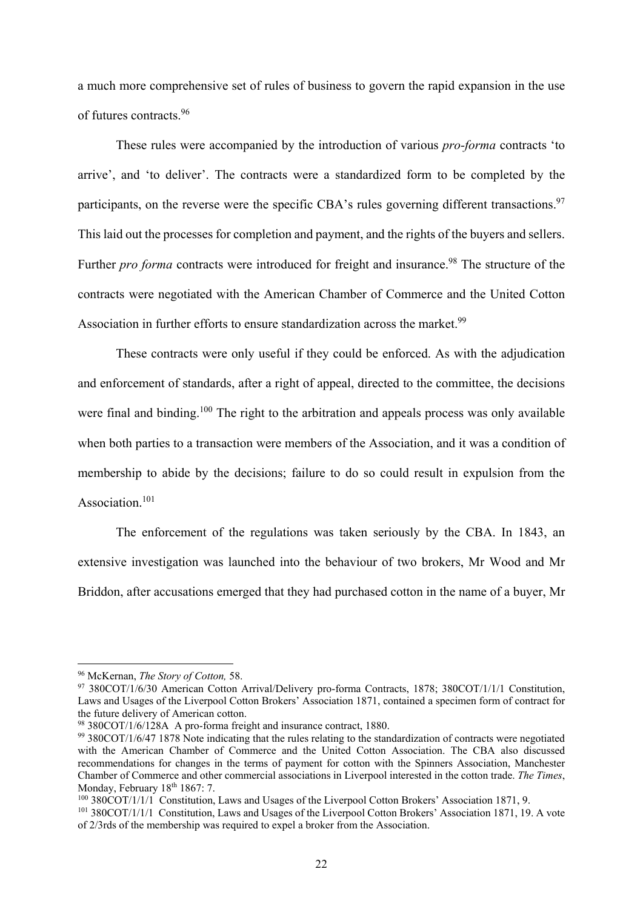a much more comprehensive set of rules of business to govern the rapid expansion in the use of futures contracts.[96]

These rules were accompanied by the introduction of various *pro-forma* contracts 'to arrive', and 'to deliver'. The contracts were a standardized form to be completed by the participants, on the reverse were the specific CBA's rules governing different transactions.[97] This laid out the processes for completion and payment, and the rights of the buyers and sellers. Further *pro forma* contracts were introduced for freight and insurance.[98] The structure of the contracts were negotiated with the American Chamber of Commerce and the United Cotton Association in further efforts to ensure standardization across the market.[99]

These contracts were only useful if they could be enforced. As with the adjudication and enforcement of standards, after a right of appeal, directed to the committee, the decisions were final and binding.[100] The right to the arbitration and appeals process was only available when both parties to a transaction were members of the Association, and it was a condition of membership to abide by the decisions; failure to do so could result in expulsion from the Association.[101]

The enforcement of the regulations was taken seriously by the CBA. In 1843, an extensive investigation was launched into the behaviour of two brokers, Mr Wood and Mr Briddon, after accusations emerged that they had purchased cotton in the name of a buyer, Mr

---

[96] McKernan, *The Story of Cotton,* 58.

[97] 380COT/1/6/30 American Cotton Arrival/Delivery pro-forma Contracts, 1878; 380COT/1/1/1 Constitution, Laws and Usages of the Liverpool Cotton Brokers' Association 1871, contained a specimen form of contract for the future delivery of American cotton.

[98] 380COT/1/6/128A A pro-forma freight and insurance contract, 1880.

[99] 380COT/1/6/47 1878 Note indicating that the rules relating to the standardization of contracts were negotiated with the American Chamber of Commerce and the United Cotton Association. The CBA also discussed recommendations for changes in the terms of payment for cotton with the Spinners Association, Manchester Chamber of Commerce and other commercial associations in Liverpool interested in the cotton trade. *The Times*, Monday, February 18th 1867: 7.

[100] 380COT/1/1/1 Constitution, Laws and Usages of the Liverpool Cotton Brokers' Association 1871, 9.

[101] 380COT/1/1/1 Constitution, Laws and Usages of the Liverpool Cotton Brokers' Association 1871, 19. A vote of 2/3rds of the membership was required to expel a broker from the Association.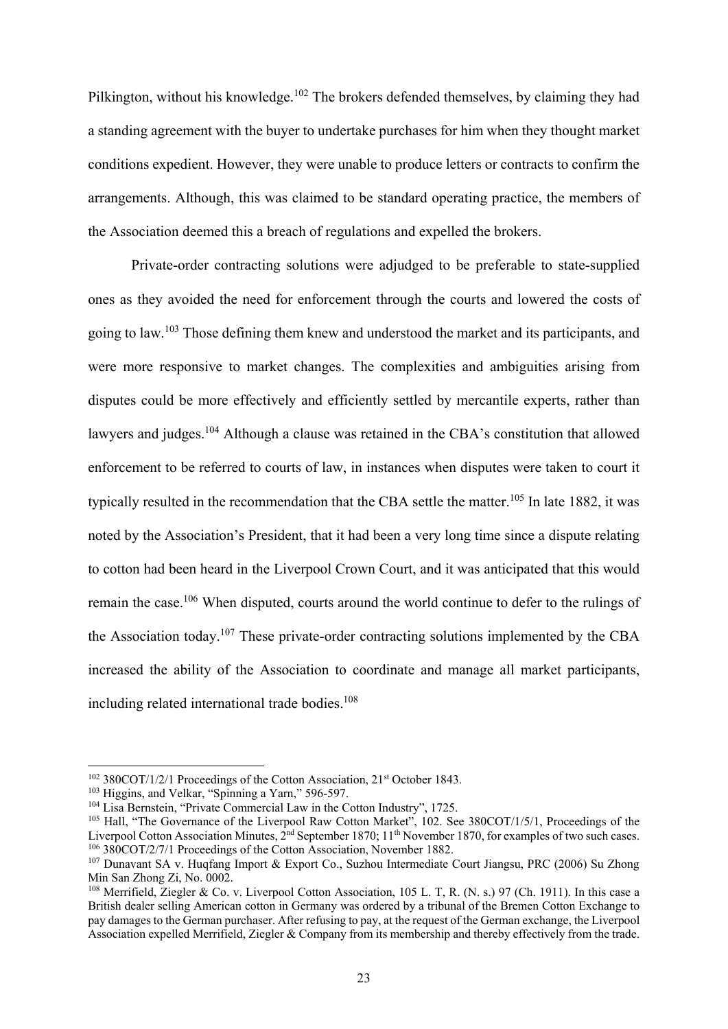Pilkington, without his knowledge.[102] The brokers defended themselves, by claiming they had a standing agreement with the buyer to undertake purchases for him when they thought market conditions expedient. However, they were unable to produce letters or contracts to confirm the arrangements. Although, this was claimed to be standard operating practice, the members of the Association deemed this a breach of regulations and expelled the brokers.

Private-order contracting solutions were adjudged to be preferable to state-supplied ones as they avoided the need for enforcement through the courts and lowered the costs of going to law.[103] Those defining them knew and understood the market and its participants, and were more responsive to market changes. The complexities and ambiguities arising from disputes could be more effectively and efficiently settled by mercantile experts, rather than lawyers and judges.[104] Although a clause was retained in the CBA's constitution that allowed enforcement to be referred to courts of law, in instances when disputes were taken to court it typically resulted in the recommendation that the CBA settle the matter.[105] In late 1882, it was noted by the Association's President, that it had been a very long time since a dispute relating to cotton had been heard in the Liverpool Crown Court, and it was anticipated that this would remain the case.[106] When disputed, courts around the world continue to defer to the rulings of the Association today.[107] These private-order contracting solutions implemented by the CBA increased the ability of the Association to coordinate and manage all market participants, including related international trade bodies.[108]

---

[102] 380COT/1/2/1 Proceedings of the Cotton Association, 21st October 1843.

[103] Higgins, and Velkar, "Spinning a Yarn," 596-597.

[104] Lisa Bernstein, "Private Commercial Law in the Cotton Industry", 1725.

[105] Hall, "The Governance of the Liverpool Raw Cotton Market", 102. See 380COT/1/5/1, Proceedings of the Liverpool Cotton Association Minutes, 2nd September 1870; 11th November 1870, for examples of two such cases.

[106] 380COT/2/7/1 Proceedings of the Cotton Association, November 1882.

[107] Dunavant SA v. Huqfang Import & Export Co., Suzhou Intermediate Court Jiangsu, PRC (2006) Su Zhong Min San Zhong Zi, No. 0002.

[108] Merrifield, Ziegler & Co. v. Liverpool Cotton Association, 105 L. T, R. (N. s.) 97 (Ch. 1911). In this case a British dealer selling American cotton in Germany was ordered by a tribunal of the Bremen Cotton Exchange to pay damages to the German purchaser. After refusing to pay, at the request of the German exchange, the Liverpool Association expelled Merrifield, Ziegler & Company from its membership and thereby effectively from the trade.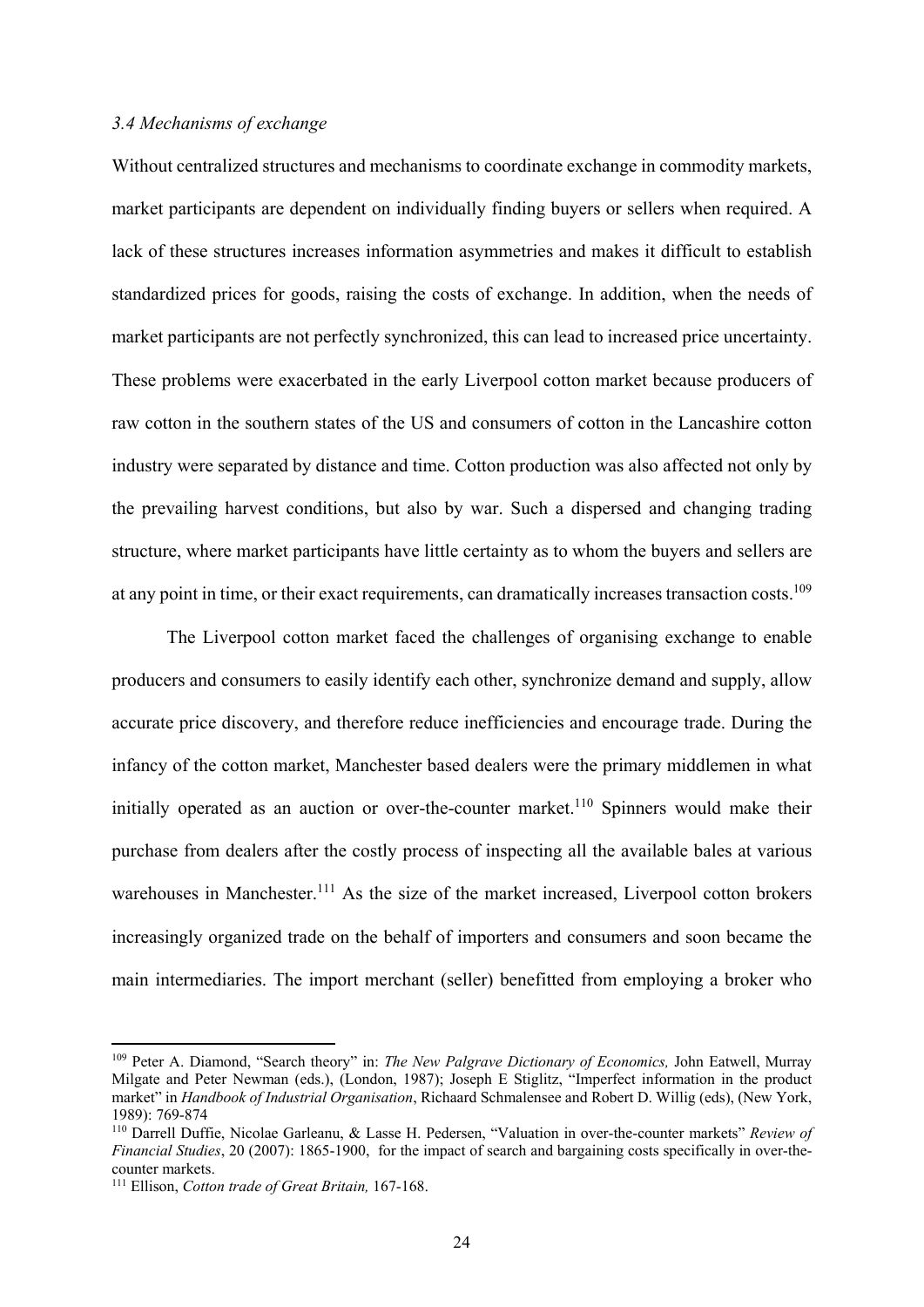### *3.4 Mechanisms of exchange*

Without centralized structures and mechanisms to coordinate exchange in commodity markets, market participants are dependent on individually finding buyers or sellers when required. A lack of these structures increases information asymmetries and makes it difficult to establish standardized prices for goods, raising the costs of exchange. In addition, when the needs of market participants are not perfectly synchronized, this can lead to increased price uncertainty. These problems were exacerbated in the early Liverpool cotton market because producers of raw cotton in the southern states of the US and consumers of cotton in the Lancashire cotton industry were separated by distance and time. Cotton production was also affected not only by the prevailing harvest conditions, but also by war. Such a dispersed and changing trading structure, where market participants have little certainty as to whom the buyers and sellers are at any point in time, or their exact requirements, can dramatically increases transaction costs.[109]

The Liverpool cotton market faced the challenges of organising exchange to enable producers and consumers to easily identify each other, synchronize demand and supply, allow accurate price discovery, and therefore reduce inefficiencies and encourage trade. During the infancy of the cotton market, Manchester based dealers were the primary middlemen in what initially operated as an auction or over-the-counter market.[110] Spinners would make their purchase from dealers after the costly process of inspecting all the available bales at various warehouses in Manchester.[111] As the size of the market increased, Liverpool cotton brokers increasingly organized trade on the behalf of importers and consumers and soon became the main intermediaries. The import merchant (seller) benefitted from employing a broker who

---

[109] Peter A. Diamond, "Search theory" in: *The New Palgrave Dictionary of Economics,* John Eatwell, Murray Milgate and Peter Newman (eds.), (London, 1987); Joseph E Stiglitz, "Imperfect information in the product market" in *Handbook of Industrial Organisation*, Richaard Schmalensee and Robert D. Willig (eds), (New York, 1989): 769-874

[110] Darrell Duffie, Nicolae Garleanu, & Lasse H. Pedersen, "Valuation in over-the-counter markets" *Review of Financial Studies*, 20 (2007): 1865-1900, for the impact of search and bargaining costs specifically in over-the-counter markets.

[111] Ellison, *Cotton trade of Great Britain,* 167-168.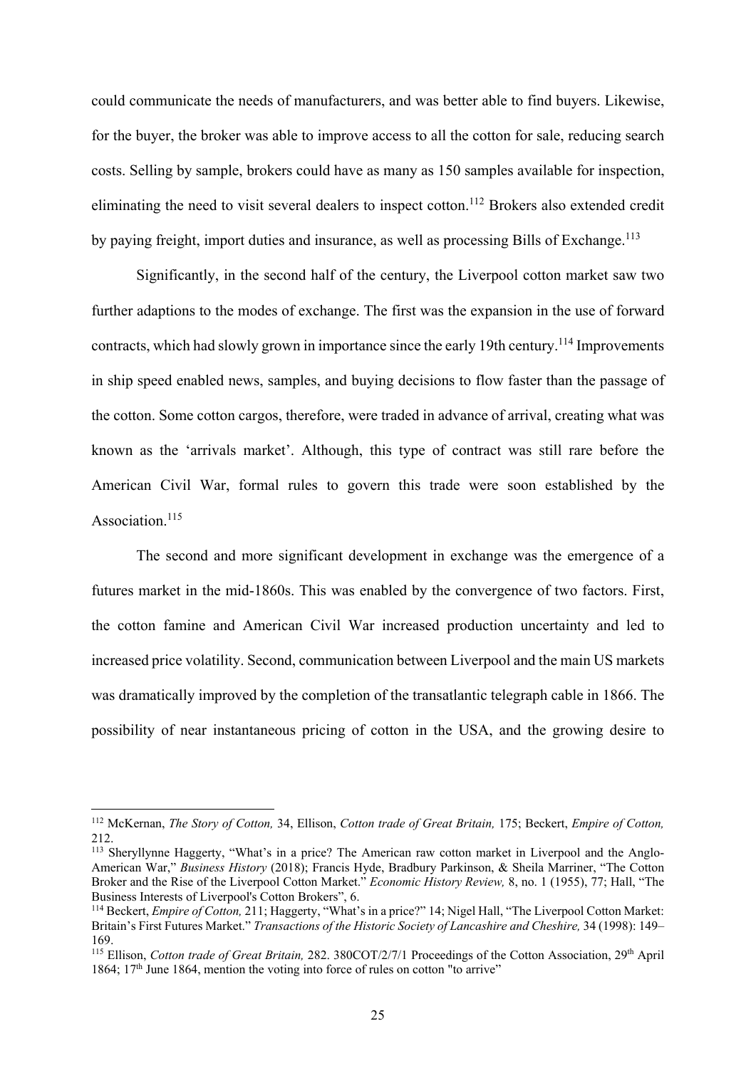could communicate the needs of manufacturers, and was better able to find buyers. Likewise, for the buyer, the broker was able to improve access to all the cotton for sale, reducing search costs. Selling by sample, brokers could have as many as 150 samples available for inspection, eliminating the need to visit several dealers to inspect cotton.[112] Brokers also extended credit by paying freight, import duties and insurance, as well as processing Bills of Exchange.[113]

Significantly, in the second half of the century, the Liverpool cotton market saw two further adaptions to the modes of exchange. The first was the expansion in the use of forward contracts, which had slowly grown in importance since the early 19th century.[114] Improvements in ship speed enabled news, samples, and buying decisions to flow faster than the passage of the cotton. Some cotton cargos, therefore, were traded in advance of arrival, creating what was known as the 'arrivals market'. Although, this type of contract was still rare before the American Civil War, formal rules to govern this trade were soon established by the Association.[115]

The second and more significant development in exchange was the emergence of a futures market in the mid-1860s. This was enabled by the convergence of two factors. First, the cotton famine and American Civil War increased production uncertainty and led to increased price volatility. Second, communication between Liverpool and the main US markets was dramatically improved by the completion of the transatlantic telegraph cable in 1866. The possibility of near instantaneous pricing of cotton in the USA, and the growing desire to

---

[112] McKernan, *The Story of Cotton,* 34, Ellison, *Cotton trade of Great Britain,* 175; Beckert, *Empire of Cotton,* 212.

[113] Sheryllynne Haggerty, "What's in a price? The American raw cotton market in Liverpool and the Anglo-American War," *Business History* (2018); Francis Hyde, Bradbury Parkinson, & Sheila Marriner, "The Cotton Broker and the Rise of the Liverpool Cotton Market." *Economic History Review,* 8, no. 1 (1955), 77; Hall, "The Business Interests of Liverpool's Cotton Brokers", 6.

[114] Beckert, *Empire of Cotton,* 211; Haggerty, "What's in a price?" 14; Nigel Hall, "The Liverpool Cotton Market: Britain's First Futures Market." *Transactions of the Historic Society of Lancashire and Cheshire,* 34 (1998): 149–169.

[115] Ellison, *Cotton trade of Great Britain,* 282. 380COT/2/7/1 Proceedings of the Cotton Association, 29th April 1864; 17th June 1864, mention the voting into force of rules on cotton "to arrive"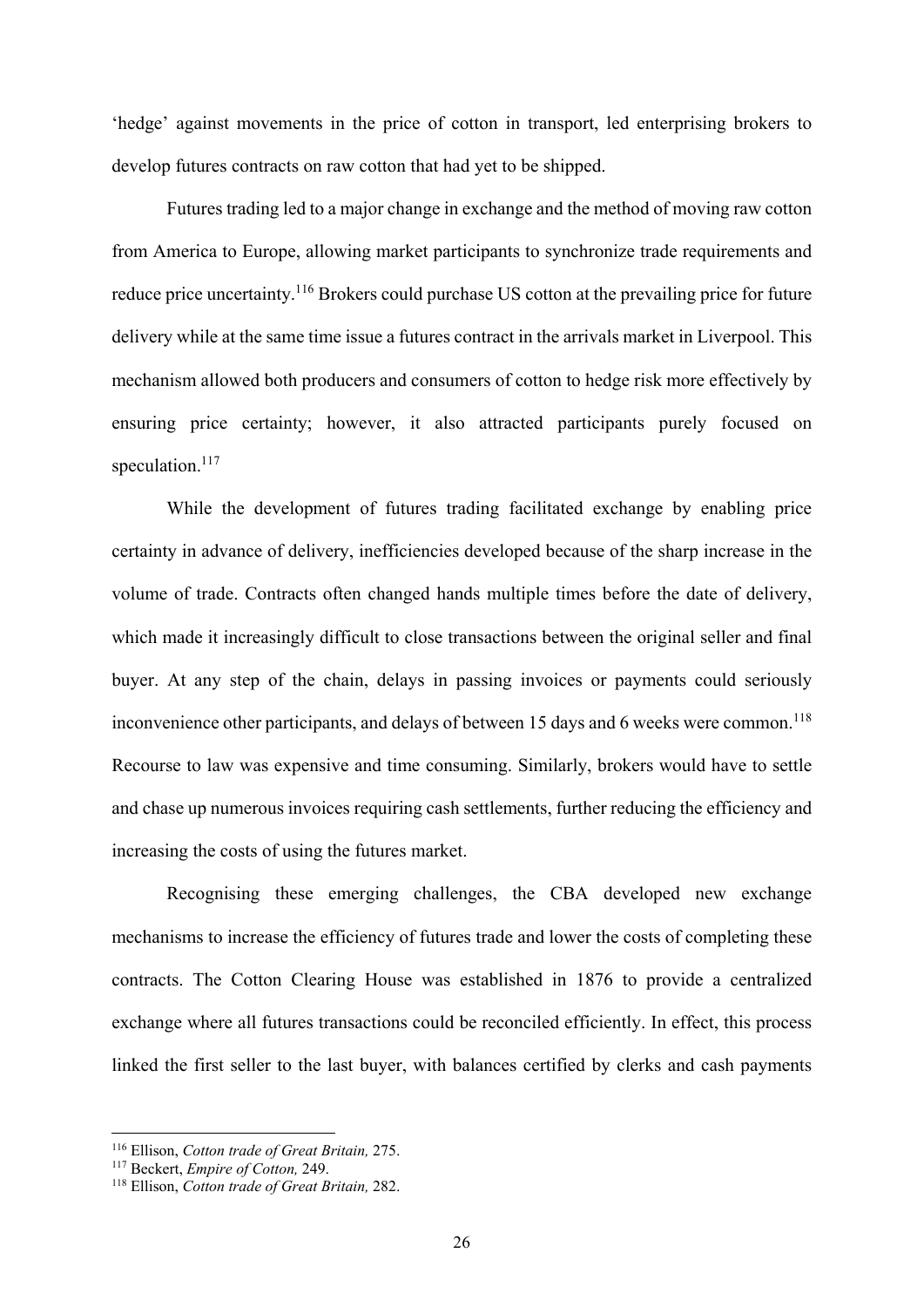'hedge' against movements in the price of cotton in transport, led enterprising brokers to develop futures contracts on raw cotton that had yet to be shipped.

Futures trading led to a major change in exchange and the method of moving raw cotton from America to Europe, allowing market participants to synchronize trade requirements and reduce price uncertainty.[116] Brokers could purchase US cotton at the prevailing price for future delivery while at the same time issue a futures contract in the arrivals market in Liverpool. This mechanism allowed both producers and consumers of cotton to hedge risk more effectively by ensuring price certainty; however, it also attracted participants purely focused on speculation.[117]

While the development of futures trading facilitated exchange by enabling price certainty in advance of delivery, inefficiencies developed because of the sharp increase in the volume of trade. Contracts often changed hands multiple times before the date of delivery, which made it increasingly difficult to close transactions between the original seller and final buyer. At any step of the chain, delays in passing invoices or payments could seriously inconvenience other participants, and delays of between 15 days and 6 weeks were common.[118] Recourse to law was expensive and time consuming. Similarly, brokers would have to settle and chase up numerous invoices requiring cash settlements, further reducing the efficiency and increasing the costs of using the futures market.

Recognising these emerging challenges, the CBA developed new exchange mechanisms to increase the efficiency of futures trade and lower the costs of completing these contracts. The Cotton Clearing House was established in 1876 to provide a centralized exchange where all futures transactions could be reconciled efficiently. In effect, this process linked the first seller to the last buyer, with balances certified by clerks and cash payments

---

[116] Ellison, *Cotton trade of Great Britain,* 275.

[117] Beckert, *Empire of Cotton,* 249.

[118] Ellison, *Cotton trade of Great Britain,* 282.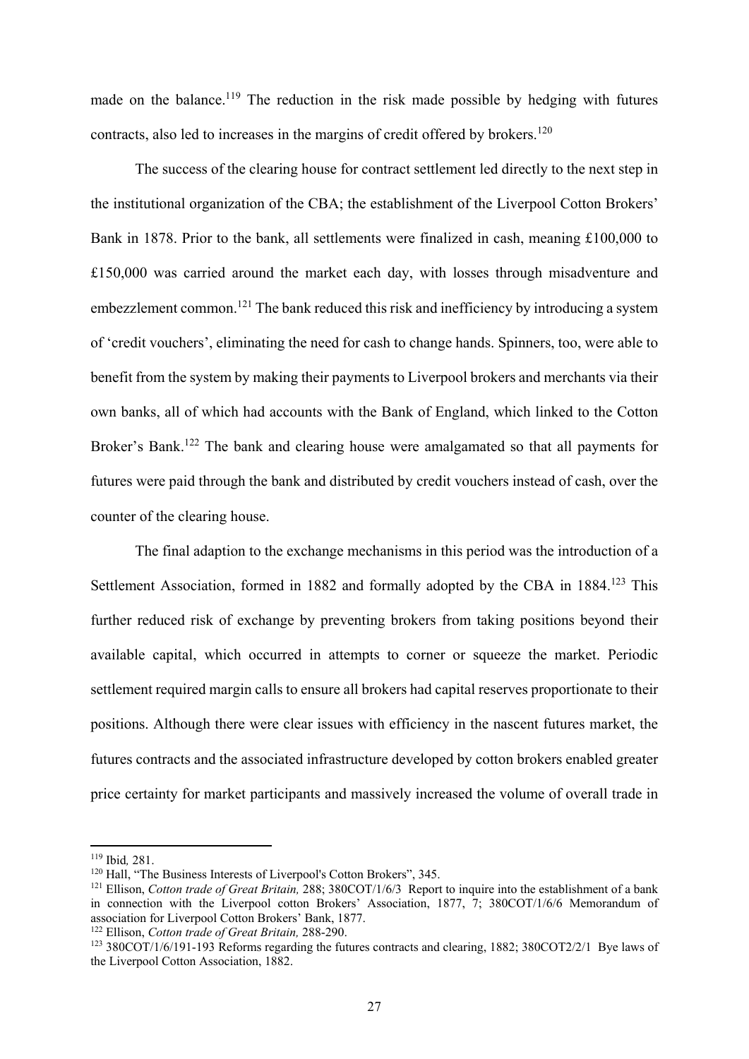made on the balance.[119] The reduction in the risk made possible by hedging with futures contracts, also led to increases in the margins of credit offered by brokers.[120]

The success of the clearing house for contract settlement led directly to the next step in the institutional organization of the CBA; the establishment of the Liverpool Cotton Brokers' Bank in 1878. Prior to the bank, all settlements were finalized in cash, meaning £100,000 to £150,000 was carried around the market each day, with losses through misadventure and embezzlement common.[121] The bank reduced this risk and inefficiency by introducing a system of 'credit vouchers', eliminating the need for cash to change hands. Spinners, too, were able to benefit from the system by making their payments to Liverpool brokers and merchants via their own banks, all of which had accounts with the Bank of England, which linked to the Cotton Broker's Bank.[122] The bank and clearing house were amalgamated so that all payments for futures were paid through the bank and distributed by credit vouchers instead of cash, over the counter of the clearing house.

The final adaption to the exchange mechanisms in this period was the introduction of a Settlement Association, formed in 1882 and formally adopted by the CBA in 1884.[123] This further reduced risk of exchange by preventing brokers from taking positions beyond their available capital, which occurred in attempts to corner or squeeze the market. Periodic settlement required margin calls to ensure all brokers had capital reserves proportionate to their positions. Although there were clear issues with efficiency in the nascent futures market, the futures contracts and the associated infrastructure developed by cotton brokers enabled greater price certainty for market participants and massively increased the volume of overall trade in

---

[119] Ibid*,* 281.

[120] Hall, "The Business Interests of Liverpool's Cotton Brokers", 345.

[121] Ellison, *Cotton trade of Great Britain,* 288; 380COT/1/6/3 Report to inquire into the establishment of a bank in connection with the Liverpool cotton Brokers' Association, 1877, 7; 380COT/1/6/6 Memorandum of association for Liverpool Cotton Brokers' Bank, 1877.

[122] Ellison, *Cotton trade of Great Britain,* 288-290.

[123] 380COT/1/6/191-193 Reforms regarding the futures contracts and clearing, 1882; 380COT2/2/1 Bye laws of the Liverpool Cotton Association, 1882.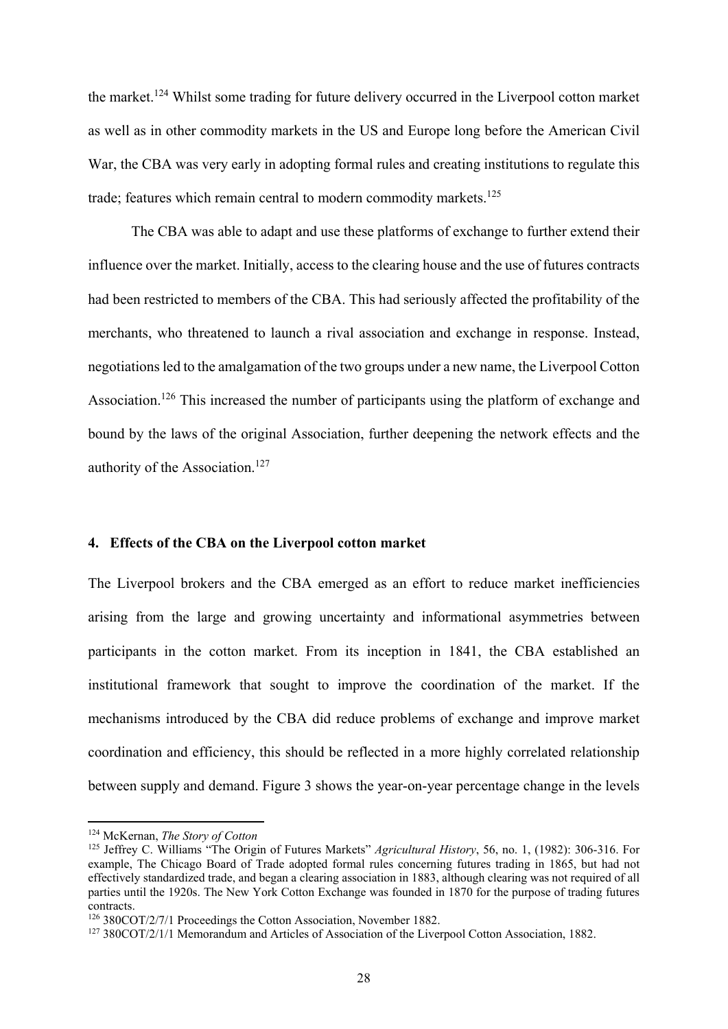the market.[124] Whilst some trading for future delivery occurred in the Liverpool cotton market as well as in other commodity markets in the US and Europe long before the American Civil War, the CBA was very early in adopting formal rules and creating institutions to regulate this trade; features which remain central to modern commodity markets.[125]

The CBA was able to adapt and use these platforms of exchange to further extend their influence over the market. Initially, access to the clearing house and the use of futures contracts had been restricted to members of the CBA. This had seriously affected the profitability of the merchants, who threatened to launch a rival association and exchange in response. Instead, negotiations led to the amalgamation of the two groups under a new name, the Liverpool Cotton Association.[126] This increased the number of participants using the platform of exchange and bound by the laws of the original Association, further deepening the network effects and the authority of the Association.[127]

## 4. Effects of the CBA on the Liverpool cotton market

The Liverpool brokers and the CBA emerged as an effort to reduce market inefficiencies arising from the large and growing uncertainty and informational asymmetries between participants in the cotton market. From its inception in 1841, the CBA established an institutional framework that sought to improve the coordination of the market. If the mechanisms introduced by the CBA did reduce problems of exchange and improve market coordination and efficiency, this should be reflected in a more highly correlated relationship between supply and demand. Figure 3 shows the year-on-year percentage change in the levels

---

[124] McKernan, *The Story of Cotton*

[125] Jeffrey C. Williams "The Origin of Futures Markets" *Agricultural History*, 56, no. 1, (1982): 306-316. For example, The Chicago Board of Trade adopted formal rules concerning futures trading in 1865, but had not effectively standardized trade, and began a clearing association in 1883, although clearing was not required of all parties until the 1920s. The New York Cotton Exchange was founded in 1870 for the purpose of trading futures contracts.

[126] 380COT/2/7/1 Proceedings the Cotton Association, November 1882.

[127] 380COT/2/1/1 Memorandum and Articles of Association of the Liverpool Cotton Association, 1882.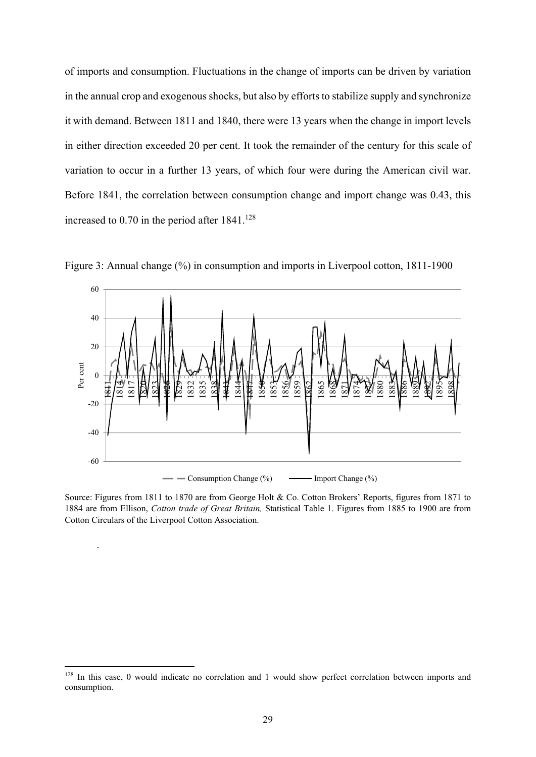of imports and consumption. Fluctuations in the change of imports can be driven by variation in the annual crop and exogenous shocks, but also by efforts to stabilize supply and synchronize it with demand. Between 1811 and 1840, there were 13 years when the change in import levels in either direction exceeded 20 per cent. It took the remainder of the century for this scale of variation to occur in a further 13 years, of which four were during the American civil war. Before 1841, the correlation between consumption change and import change was 0.43, this increased to 0.70 in the period after 1841.[128]

Figure 3: Annual change (%) in consumption and imports in Liverpool cotton, 1811-1900

Source: Figures from 1811 to 1870 are from George Holt & Co. Cotton Brokers' Reports, figures from 1871 to 1884 are from Ellison, *Cotton trade of Great Britain,* Statistical Table 1. Figures from 1885 to 1900 are from Cotton Circulars of the Liverpool Cotton Association.

[128] In this case, 0 would indicate no correlation and 1 would show perfect correlation between imports and consumption.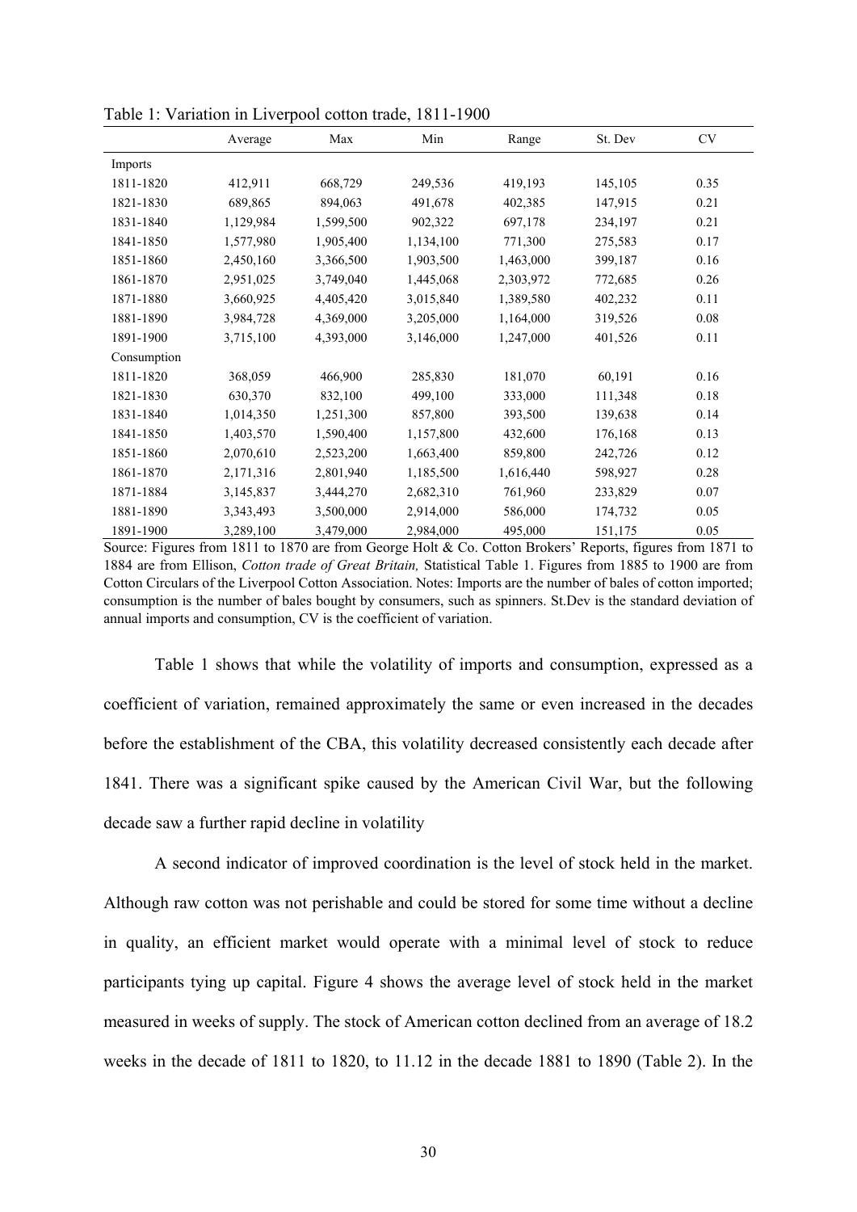Table 1: Variation in Liverpool cotton trade, 1811-1900

| | Average | Max | Min | Range | St. Dev | CV |
|---|---|---|---|---|---|---|
| Imports | | | | | | |
| 1811-1820 | 412,911 | 668,729 | 249,536 | 419,193 | 145,105 | 0.35 |
| 1821-1830 | 689,865 | 894,063 | 491,678 | 402,385 | 147,915 | 0.21 |
| 1831-1840 | 1,129,984 | 1,599,500 | 902,322 | 697,178 | 234,197 | 0.21 |
| 1841-1850 | 1,577,980 | 1,905,400 | 1,134,100 | 771,300 | 275,583 | 0.17 |
| 1851-1860 | 2,450,160 | 3,366,500 | 1,903,500 | 1,463,000 | 399,187 | 0.16 |
| 1861-1870 | 2,951,025 | 3,749,040 | 1,445,068 | 2,303,972 | 772,685 | 0.26 |
| 1871-1880 | 3,660,925 | 4,405,420 | 3,015,840 | 1,389,580 | 402,232 | 0.11 |
| 1881-1890 | 3,984,728 | 4,369,000 | 3,205,000 | 1,164,000 | 319,526 | 0.08 |
| 1891-1900 | 3,715,100 | 4,393,000 | 3,146,000 | 1,247,000 | 401,526 | 0.11 |
| Consumption | | | | | | |
| 1811-1820 | 368,059 | 466,900 | 285,830 | 181,070 | 60,191 | 0.16 |
| 1821-1830 | 630,370 | 832,100 | 499,100 | 333,000 | 111,348 | 0.18 |
| 1831-1840 | 1,014,350 | 1,251,300 | 857,800 | 393,500 | 139,638 | 0.14 |
| 1841-1850 | 1,403,570 | 1,590,400 | 1,157,800 | 432,600 | 176,168 | 0.13 |
| 1851-1860 | 2,070,610 | 2,523,200 | 1,663,400 | 859,800 | 242,726 | 0.12 |
| 1861-1870 | 2,171,316 | 2,801,940 | 1,185,500 | 1,616,440 | 598,927 | 0.28 |
| 1871-1884 | 3,145,837 | 3,444,270 | 2,682,310 | 761,960 | 233,829 | 0.07 |
| 1881-1890 | 3,343,493 | 3,500,000 | 2,914,000 | 586,000 | 174,732 | 0.05 |
| 1891-1900 | 3,289,100 | 3,479,000 | 2,984,000 | 495,000 | 151,175 | 0.05 |

Source: Figures from 1811 to 1870 are from George Holt & Co. Cotton Brokers' Reports, figures from 1871 to 1884 are from Ellison, *Cotton trade of Great Britain,* Statistical Table 1. Figures from 1885 to 1900 are from Cotton Circulars of the Liverpool Cotton Association. Notes: Imports are the number of bales of cotton imported; consumption is the number of bales bought by consumers, such as spinners. St.Dev is the standard deviation of annual imports and consumption, CV is the coefficient of variation.

Table 1 shows that while the volatility of imports and consumption, expressed as a coefficient of variation, remained approximately the same or even increased in the decades before the establishment of the CBA, this volatility decreased consistently each decade after 1841. There was a significant spike caused by the American Civil War, but the following decade saw a further rapid decline in volatility

A second indicator of improved coordination is the level of stock held in the market. Although raw cotton was not perishable and could be stored for some time without a decline in quality, an efficient market would operate with a minimal level of stock to reduce participants tying up capital. Figure 4 shows the average level of stock held in the market measured in weeks of supply. The stock of American cotton declined from an average of 18.2 weeks in the decade of 1811 to 1820, to 11.12 in the decade 1881 to 1890 (Table 2). In the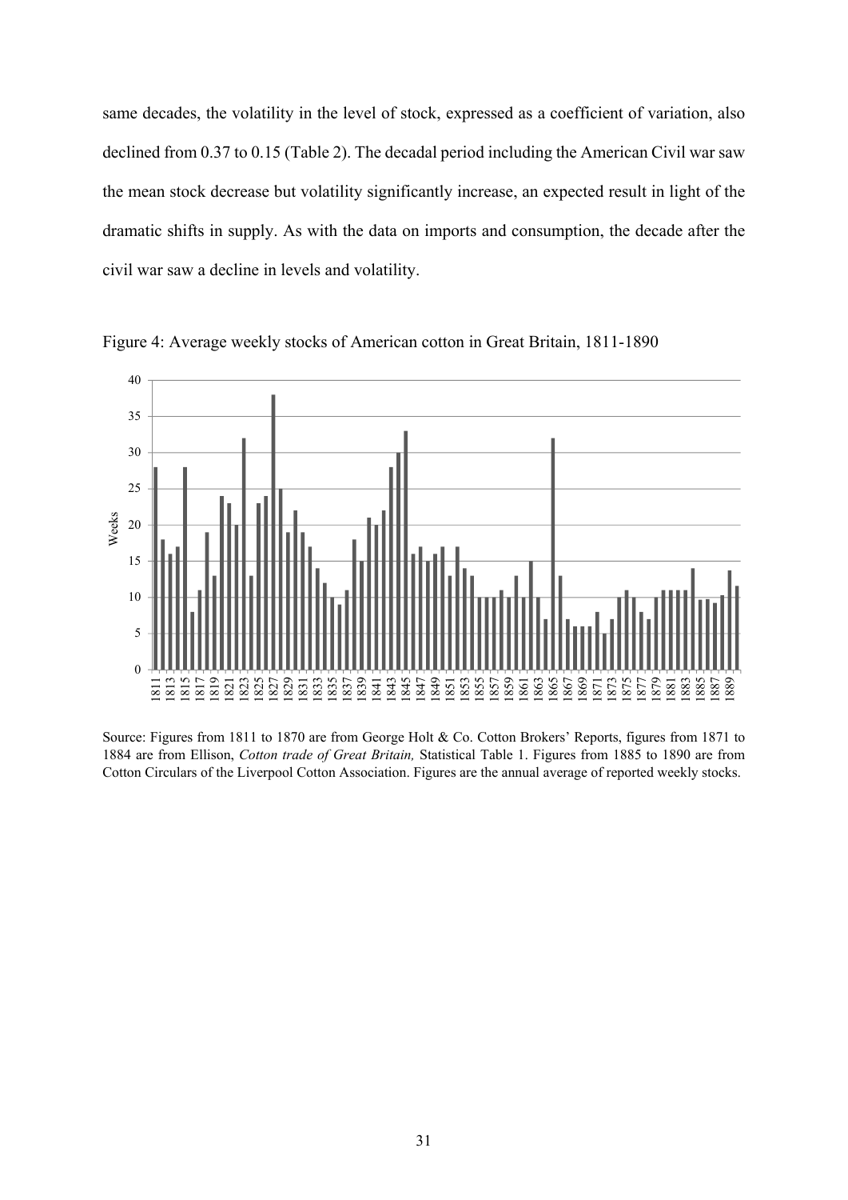same decades, the volatility in the level of stock, expressed as a coefficient of variation, also declined from 0.37 to 0.15 (Table 2). The decadal period including the American Civil war saw the mean stock decrease but volatility significantly increase, an expected result in light of the dramatic shifts in supply. As with the data on imports and consumption, the decade after the civil war saw a decline in levels and volatility.

Figure 4: Average weekly stocks of American cotton in Great Britain, 1811-1890

Source: Figures from 1811 to 1870 are from George Holt & Co. Cotton Brokers' Reports, figures from 1871 to 1884 are from Ellison, *Cotton trade of Great Britain,* Statistical Table 1. Figures from 1885 to 1890 are from Cotton Circulars of the Liverpool Cotton Association. Figures are the annual average of reported weekly stocks.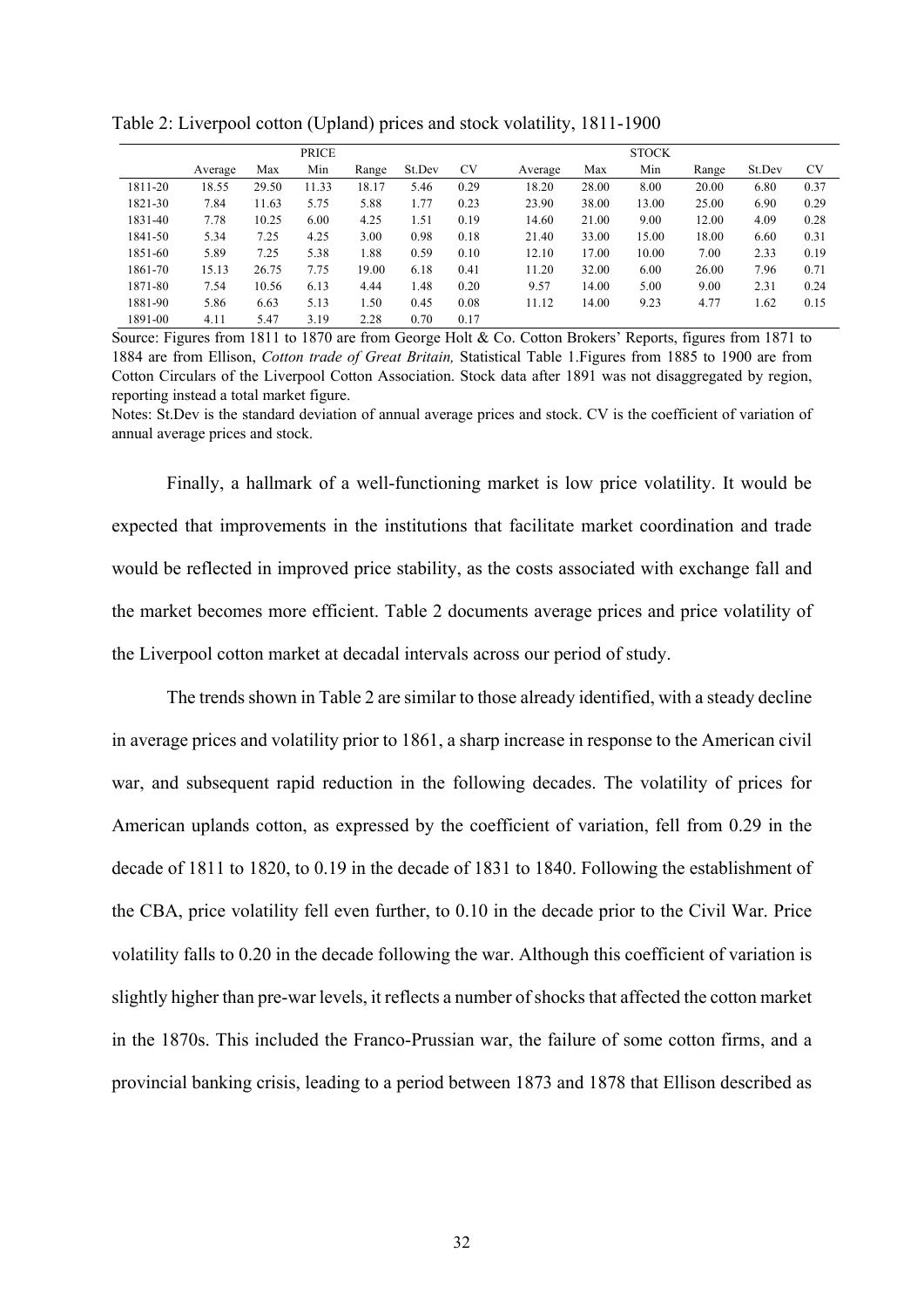Table 2: Liverpool cotton (Upland) prices and stock volatility, 1811-1900

| | PRICE | | | | | | STOCK | | | | | |
|---|---|---|---|---|---|---|---|---|---|---|---|---|
| | Average | Max | Min | Range | St.Dev | CV | Average | Max | Min | Range | St.Dev | CV |
| 1811-20 | 18.55 | 29.50 | 11.33 | 18.17 | 5.46 | 0.29 | 18.20 | 28.00 | 8.00 | 20.00 | 6.80 | 0.37 |
| 1821-30 | 7.84 | 11.63 | 5.75 | 5.88 | 1.77 | 0.23 | 23.90 | 38.00 | 13.00 | 25.00 | 6.90 | 0.29 |
| 1831-40 | 7.78 | 10.25 | 6.00 | 4.25 | 1.51 | 0.19 | 14.60 | 21.00 | 9.00 | 12.00 | 4.09 | 0.28 |
| 1841-50 | 5.34 | 7.25 | 4.25 | 3.00 | 0.98 | 0.18 | 21.40 | 33.00 | 15.00 | 18.00 | 6.60 | 0.31 |
| 1851-60 | 5.89 | 7.25 | 5.38 | 1.88 | 0.59 | 0.10 | 12.10 | 17.00 | 10.00 | 7.00 | 2.33 | 0.19 |
| 1861-70 | 15.13 | 26.75 | 7.75 | 19.00 | 6.18 | 0.41 | 11.20 | 32.00 | 6.00 | 26.00 | 7.96 | 0.71 |
| 1871-80 | 7.54 | 10.56 | 6.13 | 4.44 | 1.48 | 0.20 | 9.57 | 14.00 | 5.00 | 9.00 | 2.31 | 0.24 |
| 1881-90 | 5.86 | 6.63 | 5.13 | 1.50 | 0.45 | 0.08 | 11.12 | 14.00 | 9.23 | 4.77 | 1.62 | 0.15 |
| 1891-00 | 4.11 | 5.47 | 3.19 | 2.28 | 0.70 | 0.17 | | | | | | |

Source: Figures from 1811 to 1870 are from George Holt & Co. Cotton Brokers' Reports, figures from 1871 to 1884 are from Ellison, *Cotton trade of Great Britain,* Statistical Table 1.Figures from 1885 to 1900 are from Cotton Circulars of the Liverpool Cotton Association. Stock data after 1891 was not disaggregated by region, reporting instead a total market figure.

Notes: St.Dev is the standard deviation of annual average prices and stock. CV is the coefficient of variation of annual average prices and stock.

Finally, a hallmark of a well-functioning market is low price volatility. It would be expected that improvements in the institutions that facilitate market coordination and trade would be reflected in improved price stability, as the costs associated with exchange fall and the market becomes more efficient. Table 2 documents average prices and price volatility of the Liverpool cotton market at decadal intervals across our period of study.

The trends shown in Table 2 are similar to those already identified, with a steady decline in average prices and volatility prior to 1861, a sharp increase in response to the American civil war, and subsequent rapid reduction in the following decades. The volatility of prices for American uplands cotton, as expressed by the coefficient of variation, fell from 0.29 in the decade of 1811 to 1820, to 0.19 in the decade of 1831 to 1840. Following the establishment of the CBA, price volatility fell even further, to 0.10 in the decade prior to the Civil War. Price volatility falls to 0.20 in the decade following the war. Although this coefficient of variation is slightly higher than pre-war levels, it reflects a number of shocks that affected the cotton market in the 1870s. This included the Franco-Prussian war, the failure of some cotton firms, and a provincial banking crisis, leading to a period between 1873 and 1878 that Ellison described as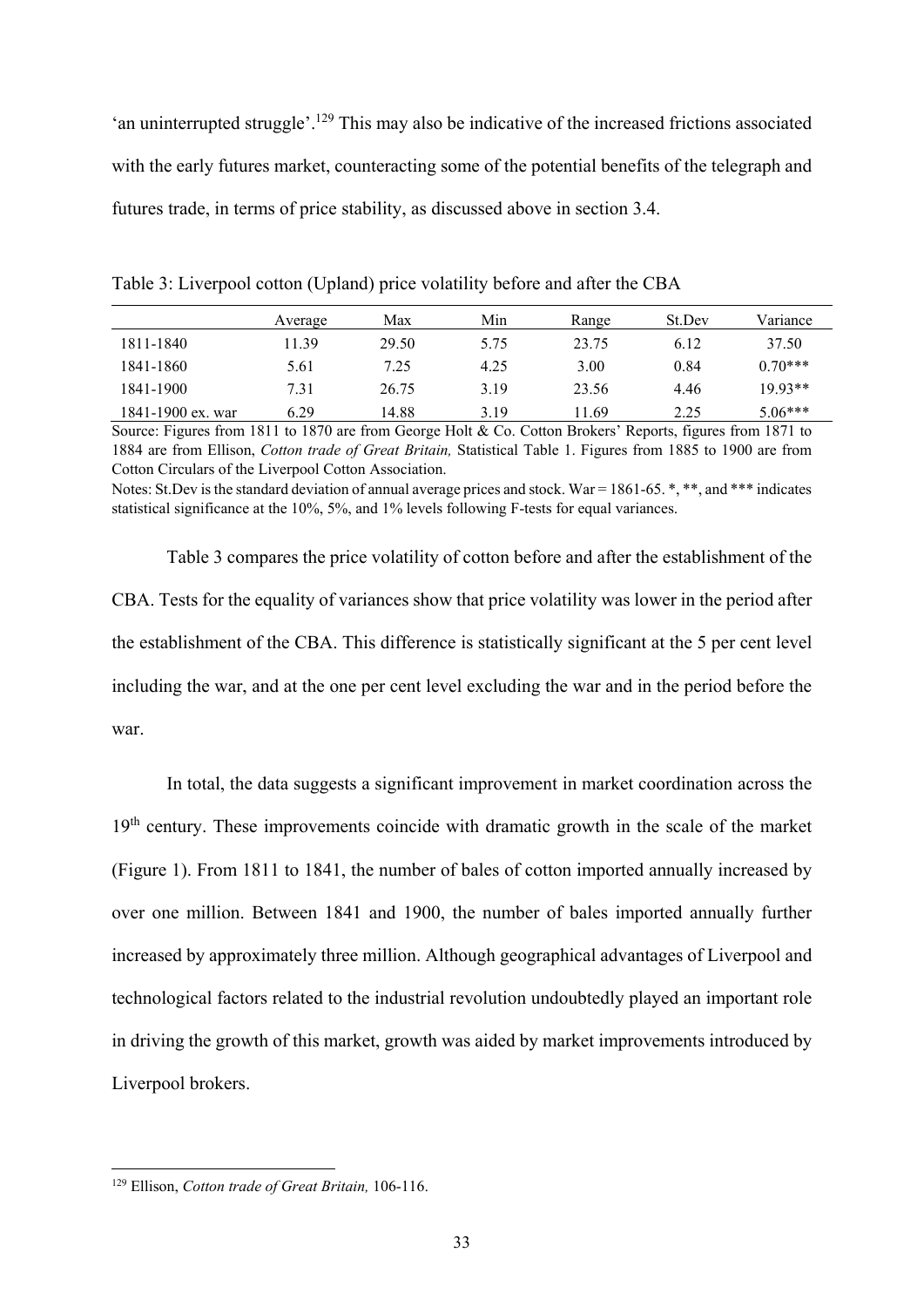'an uninterrupted struggle'.[129] This may also be indicative of the increased frictions associated with the early futures market, counteracting some of the potential benefits of the telegraph and futures trade, in terms of price stability, as discussed above in section 3.4.

Table 3: Liverpool cotton (Upland) price volatility before and after the CBA

| | Average | Max | Min | Range | St.Dev | Variance |
|---|---|---|---|---|---|---|
| 1811-1840 | 11.39 | 29.50 | 5.75 | 23.75 | 6.12 | 37.50 |
| 1841-1860 | 5.61 | 7.25 | 4.25 | 3.00 | 0.84 | 0.70*** |
| 1841-1900 | 7.31 | 26.75 | 3.19 | 23.56 | 4.46 | 19.93** |
| 1841-1900 ex. war | 6.29 | 14.88 | 3.19 | 11.69 | 2.25 | 5.06*** |

Source: Figures from 1811 to 1870 are from George Holt & Co. Cotton Brokers' Reports, figures from 1871 to 1884 are from Ellison, *Cotton trade of Great Britain,* Statistical Table 1. Figures from 1885 to 1900 are from Cotton Circulars of the Liverpool Cotton Association.

Notes: St.Dev is the standard deviation of annual average prices and stock. War = 1861-65. *, **, and *** indicates statistical significance at the 10%, 5%, and 1% levels following F-tests for equal variances.

Table 3 compares the price volatility of cotton before and after the establishment of the CBA. Tests for the equality of variances show that price volatility was lower in the period after the establishment of the CBA. This difference is statistically significant at the 5 per cent level including the war, and at the one per cent level excluding the war and in the period before the war.

In total, the data suggests a significant improvement in market coordination across the 19th century. These improvements coincide with dramatic growth in the scale of the market (Figure 1). From 1811 to 1841, the number of bales of cotton imported annually increased by over one million. Between 1841 and 1900, the number of bales imported annually further increased by approximately three million. Although geographical advantages of Liverpool and technological factors related to the industrial revolution undoubtedly played an important role in driving the growth of this market, growth was aided by market improvements introduced by Liverpool brokers.

[129] Ellison, *Cotton trade of Great Britain,* 106-116.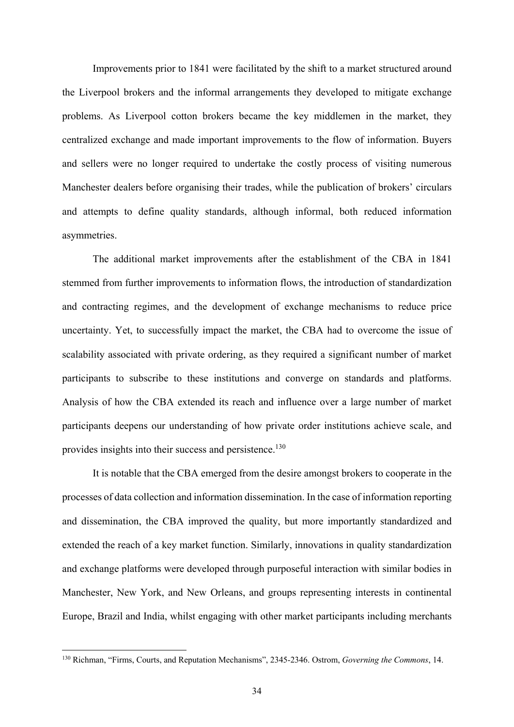Improvements prior to 1841 were facilitated by the shift to a market structured around the Liverpool brokers and the informal arrangements they developed to mitigate exchange problems. As Liverpool cotton brokers became the key middlemen in the market, they centralized exchange and made important improvements to the flow of information. Buyers and sellers were no longer required to undertake the costly process of visiting numerous Manchester dealers before organising their trades, while the publication of brokers' circulars and attempts to define quality standards, although informal, both reduced information asymmetries.

The additional market improvements after the establishment of the CBA in 1841 stemmed from further improvements to information flows, the introduction of standardization and contracting regimes, and the development of exchange mechanisms to reduce price uncertainty. Yet, to successfully impact the market, the CBA had to overcome the issue of scalability associated with private ordering, as they required a significant number of market participants to subscribe to these institutions and converge on standards and platforms. Analysis of how the CBA extended its reach and influence over a large number of market participants deepens our understanding of how private order institutions achieve scale, and provides insights into their success and persistence.[130]

It is notable that the CBA emerged from the desire amongst brokers to cooperate in the processes of data collection and information dissemination. In the case of information reporting and dissemination, the CBA improved the quality, but more importantly standardized and extended the reach of a key market function. Similarly, innovations in quality standardization and exchange platforms were developed through purposeful interaction with similar bodies in Manchester, New York, and New Orleans, and groups representing interests in continental Europe, Brazil and India, whilst engaging with other market participants including merchants

[130] Richman, "Firms, Courts, and Reputation Mechanisms", 2345-2346. Ostrom, *Governing the Commons*, 14.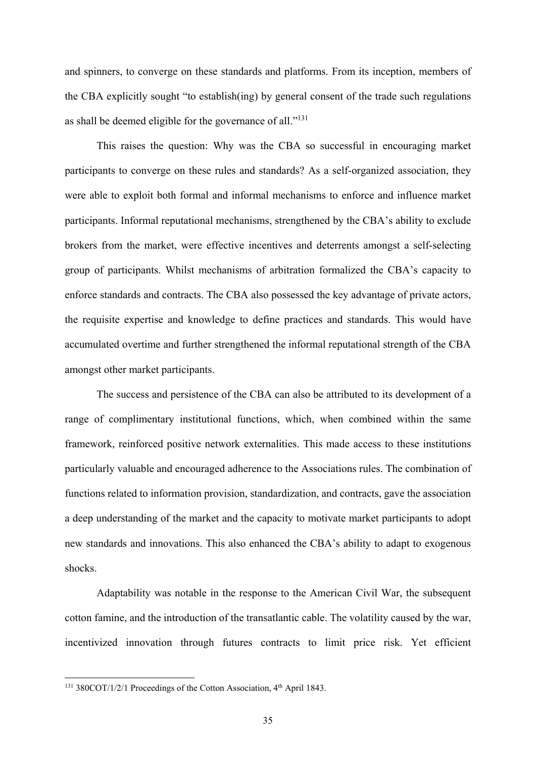and spinners, to converge on these standards and platforms. From its inception, members of the CBA explicitly sought "to establish(ing) by general consent of the trade such regulations as shall be deemed eligible for the governance of all."[131]

This raises the question: Why was the CBA so successful in encouraging market participants to converge on these rules and standards? As a self-organized association, they were able to exploit both formal and informal mechanisms to enforce and influence market participants. Informal reputational mechanisms, strengthened by the CBA's ability to exclude brokers from the market, were effective incentives and deterrents amongst a self-selecting group of participants. Whilst mechanisms of arbitration formalized the CBA's capacity to enforce standards and contracts. The CBA also possessed the key advantage of private actors, the requisite expertise and knowledge to define practices and standards. This would have accumulated overtime and further strengthened the informal reputational strength of the CBA amongst other market participants.

The success and persistence of the CBA can also be attributed to its development of a range of complimentary institutional functions, which, when combined within the same framework, reinforced positive network externalities. This made access to these institutions particularly valuable and encouraged adherence to the Associations rules. The combination of functions related to information provision, standardization, and contracts, gave the association a deep understanding of the market and the capacity to motivate market participants to adopt new standards and innovations. This also enhanced the CBA's ability to adapt to exogenous shocks.

Adaptability was notable in the response to the American Civil War, the subsequent cotton famine, and the introduction of the transatlantic cable. The volatility caused by the war, incentivized innovation through futures contracts to limit price risk. Yet efficient

[131] 380COT/1/2/1 Proceedings of the Cotton Association, 4th April 1843.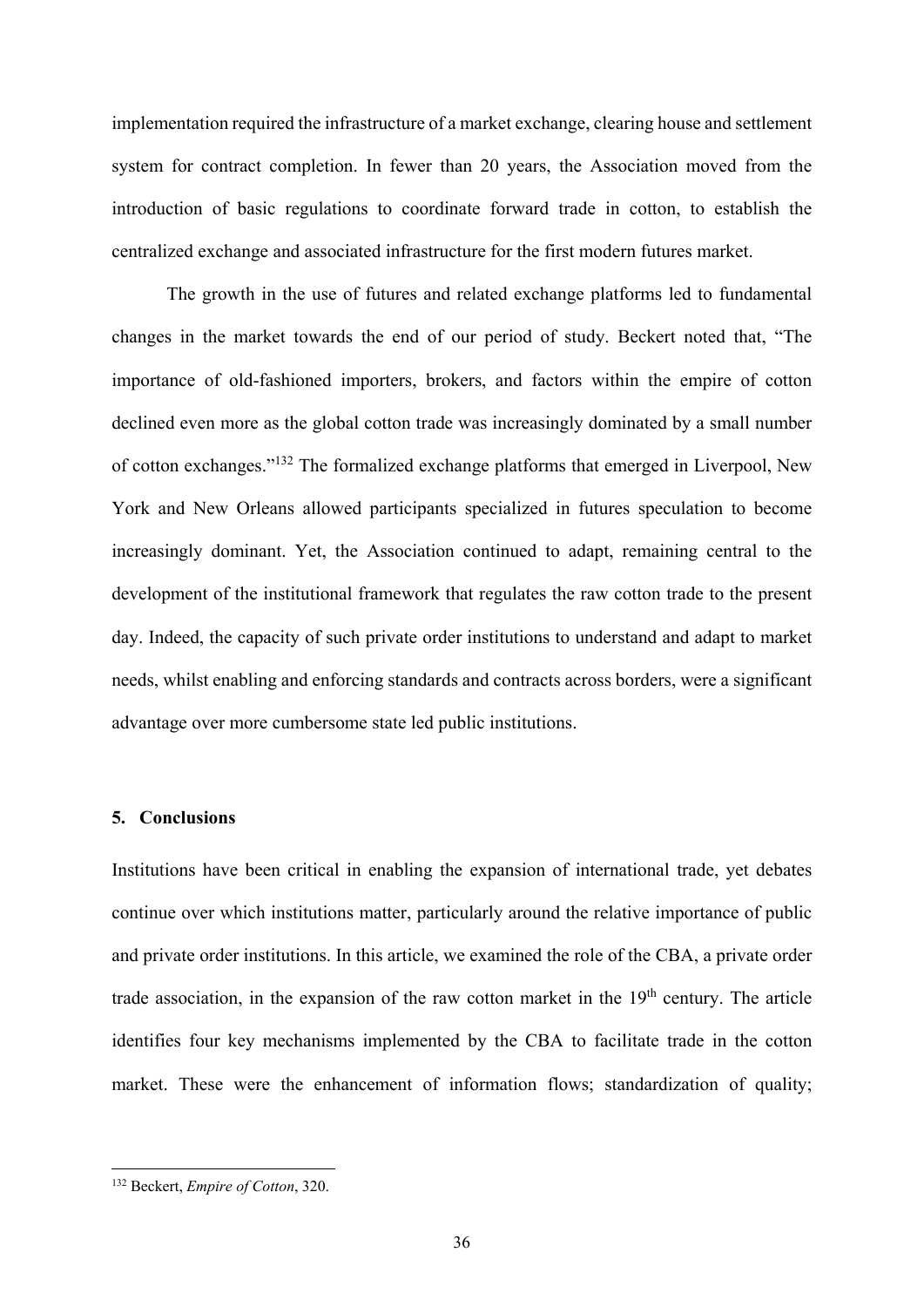implementation required the infrastructure of a market exchange, clearing house and settlement system for contract completion. In fewer than 20 years, the Association moved from the introduction of basic regulations to coordinate forward trade in cotton, to establish the centralized exchange and associated infrastructure for the first modern futures market.

The growth in the use of futures and related exchange platforms led to fundamental changes in the market towards the end of our period of study. Beckert noted that, "The importance of old-fashioned importers, brokers, and factors within the empire of cotton declined even more as the global cotton trade was increasingly dominated by a small number of cotton exchanges."[132] The formalized exchange platforms that emerged in Liverpool, New York and New Orleans allowed participants specialized in futures speculation to become increasingly dominant. Yet, the Association continued to adapt, remaining central to the development of the institutional framework that regulates the raw cotton trade to the present day. Indeed, the capacity of such private order institutions to understand and adapt to market needs, whilst enabling and enforcing standards and contracts across borders, were a significant advantage over more cumbersome state led public institutions.

## 5. Conclusions

Institutions have been critical in enabling the expansion of international trade, yet debates continue over which institutions matter, particularly around the relative importance of public and private order institutions. In this article, we examined the role of the CBA, a private order trade association, in the expansion of the raw cotton market in the 19th century. The article identifies four key mechanisms implemented by the CBA to facilitate trade in the cotton market. These were the enhancement of information flows; standardization of quality;

---

[132] Beckert, *Empire of Cotton*, 320.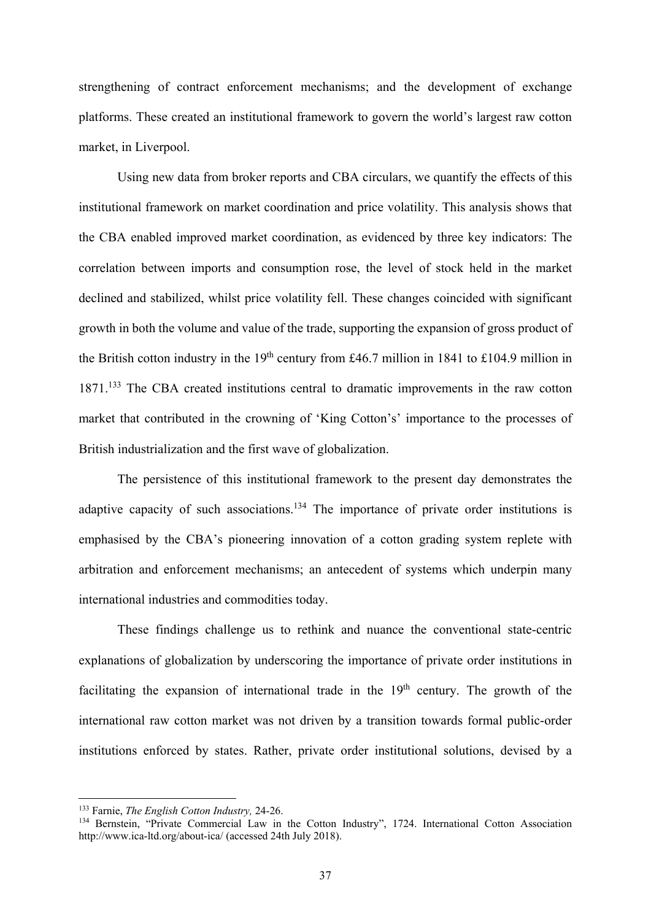strengthening of contract enforcement mechanisms; and the development of exchange platforms. These created an institutional framework to govern the world's largest raw cotton market, in Liverpool.

Using new data from broker reports and CBA circulars, we quantify the effects of this institutional framework on market coordination and price volatility. This analysis shows that the CBA enabled improved market coordination, as evidenced by three key indicators: The correlation between imports and consumption rose, the level of stock held in the market declined and stabilized, whilst price volatility fell. These changes coincided with significant growth in both the volume and value of the trade, supporting the expansion of gross product of the British cotton industry in the 19th century from £46.7 million in 1841 to £104.9 million in 1871.[133] The CBA created institutions central to dramatic improvements in the raw cotton market that contributed in the crowning of 'King Cotton's' importance to the processes of British industrialization and the first wave of globalization.

The persistence of this institutional framework to the present day demonstrates the adaptive capacity of such associations.[134] The importance of private order institutions is emphasised by the CBA's pioneering innovation of a cotton grading system replete with arbitration and enforcement mechanisms; an antecedent of systems which underpin many international industries and commodities today.

These findings challenge us to rethink and nuance the conventional state-centric explanations of globalization by underscoring the importance of private order institutions in facilitating the expansion of international trade in the 19th century. The growth of the international raw cotton market was not driven by a transition towards formal public-order institutions enforced by states. Rather, private order institutional solutions, devised by a

---

[133] Farnie, *The English Cotton Industry,* 24-26.

[134] Bernstein, "Private Commercial Law in the Cotton Industry", 1724. International Cotton Association http://www.ica-ltd.org/about-ica/ (accessed 24th July 2018).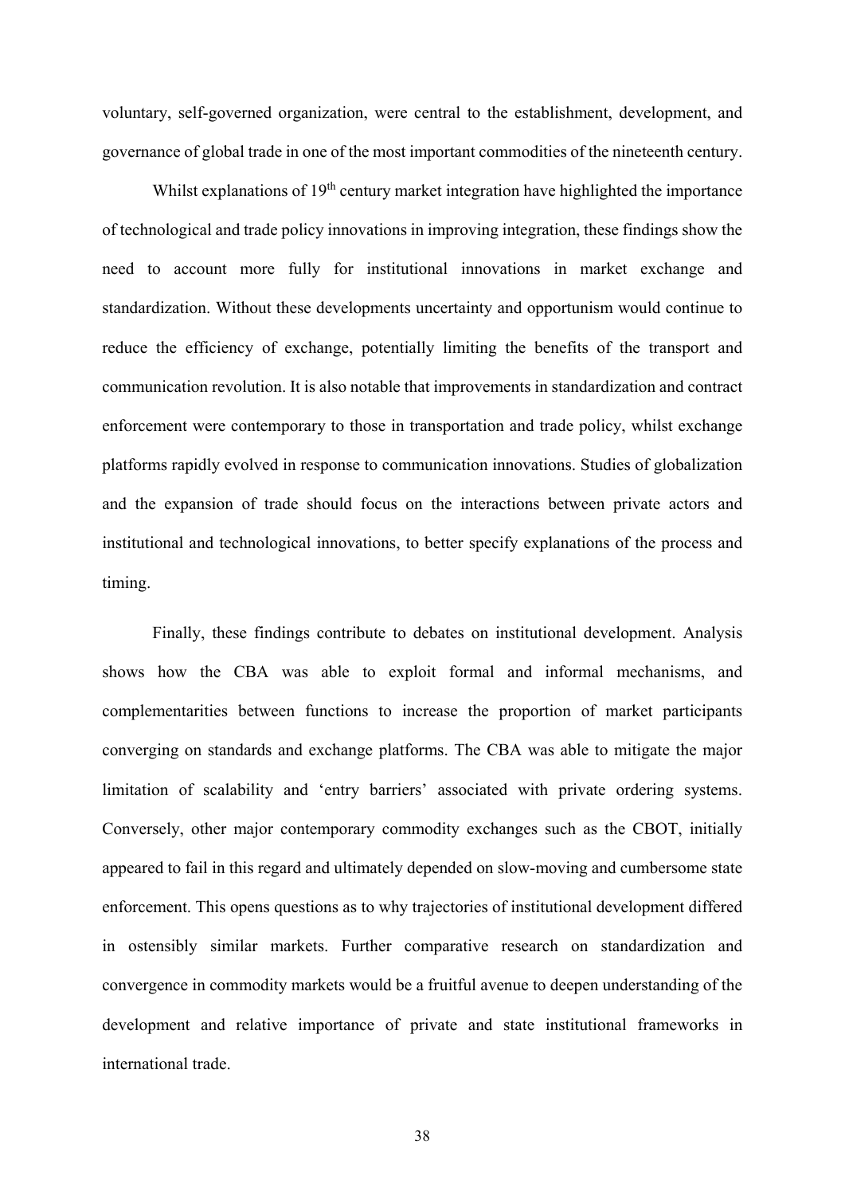voluntary, self-governed organization, were central to the establishment, development, and governance of global trade in one of the most important commodities of the nineteenth century.

Whilst explanations of 19th century market integration have highlighted the importance of technological and trade policy innovations in improving integration, these findings show the need to account more fully for institutional innovations in market exchange and standardization. Without these developments uncertainty and opportunism would continue to reduce the efficiency of exchange, potentially limiting the benefits of the transport and communication revolution. It is also notable that improvements in standardization and contract enforcement were contemporary to those in transportation and trade policy, whilst exchange platforms rapidly evolved in response to communication innovations. Studies of globalization and the expansion of trade should focus on the interactions between private actors and institutional and technological innovations, to better specify explanations of the process and timing.

Finally, these findings contribute to debates on institutional development. Analysis shows how the CBA was able to exploit formal and informal mechanisms, and complementarities between functions to increase the proportion of market participants converging on standards and exchange platforms. The CBA was able to mitigate the major limitation of scalability and 'entry barriers' associated with private ordering systems. Conversely, other major contemporary commodity exchanges such as the CBOT, initially appeared to fail in this regard and ultimately depended on slow-moving and cumbersome state enforcement. This opens questions as to why trajectories of institutional development differed in ostensibly similar markets. Further comparative research on standardization and convergence in commodity markets would be a fruitful avenue to deepen understanding of the development and relative importance of private and state institutional frameworks in international trade.